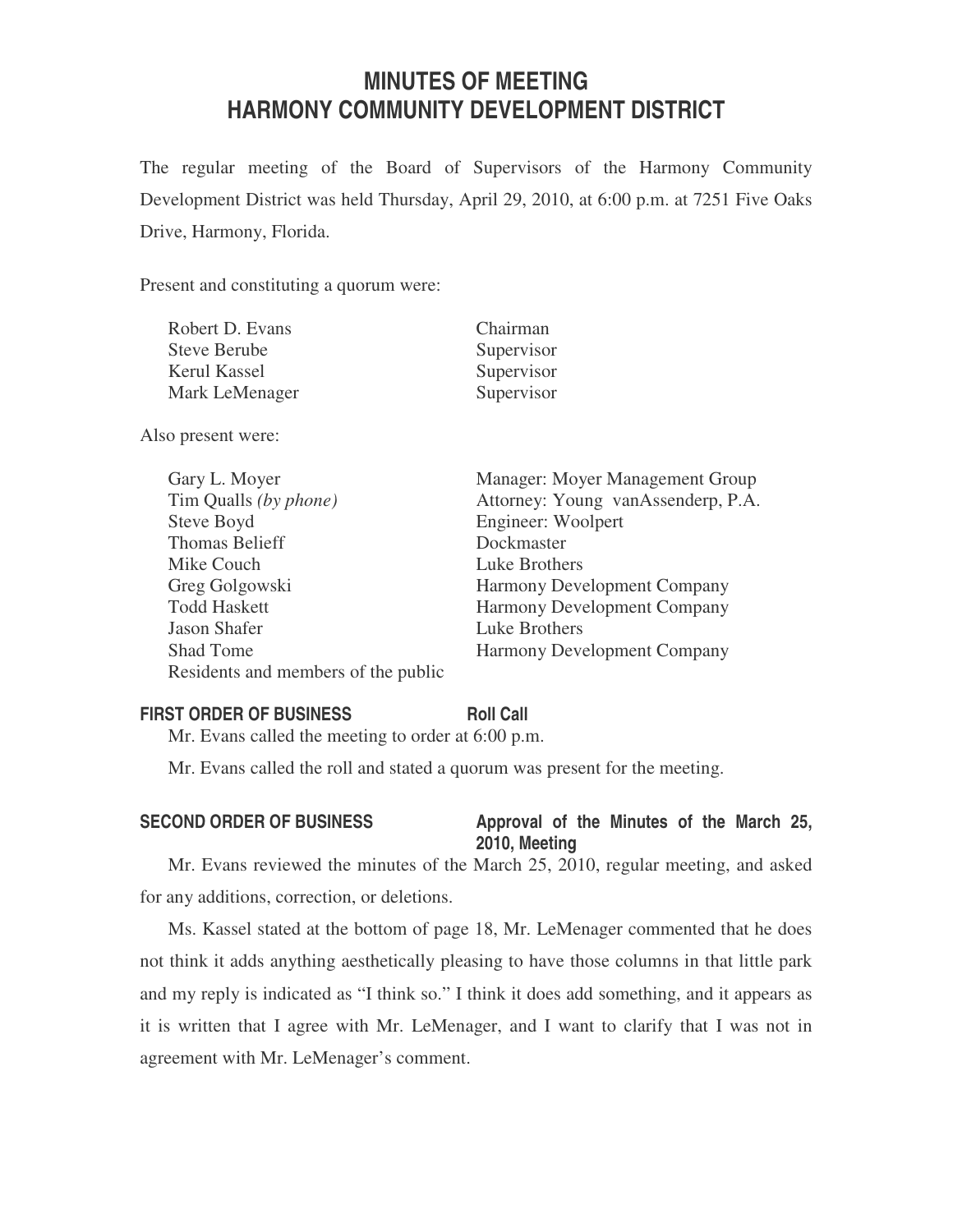# MINUTES OF MEETING
# HARMONY COMMUNITY DEVELOPMENT DISTRICT

The regular meeting of the Board of Supervisors of the Harmony Community Development District was held Thursday, April 29, 2010, at 6:00 p.m. at 7251 Five Oaks Drive, Harmony, Florida.

Present and constituting a quorum were:

| | |
|---|---|
| Robert D. Evans | Chairman |
| Steve Berube | Supervisor |
| Kerul Kassel | Supervisor |
| Mark LeMenager | Supervisor |

Also present were:

| | |
|---|---|
| Gary L. Moyer | Manager: Moyer Management Group |
| Tim Qualls *(by phone)* | Attorney: Young vanAssenderp, P.A. |
| Steve Boyd | Engineer: Woolpert |
| Thomas Belieff | Dockmaster |
| Mike Couch | Luke Brothers |
| Greg Golgowski | Harmony Development Company |
| Todd Haskett | Harmony Development Company |
| Jason Shafer | Luke Brothers |
| Shad Tome | Harmony Development Company |
| Residents and members of the public | |

**FIRST ORDER OF BUSINESS** **Roll Call**

Mr. Evans called the meeting to order at 6:00 p.m.

Mr. Evans called the roll and stated a quorum was present for the meeting.

**SECOND ORDER OF BUSINESS** **Approval of the Minutes of the March 25, 2010, Meeting**

Mr. Evans reviewed the minutes of the March 25, 2010, regular meeting, and asked for any additions, correction, or deletions.

Ms. Kassel stated at the bottom of page 18, Mr. LeMenager commented that he does not think it adds anything aesthetically pleasing to have those columns in that little park and my reply is indicated as "I think so." I think it does add something, and it appears as it is written that I agree with Mr. LeMenager, and I want to clarify that I was not in agreement with Mr. LeMenager's comment.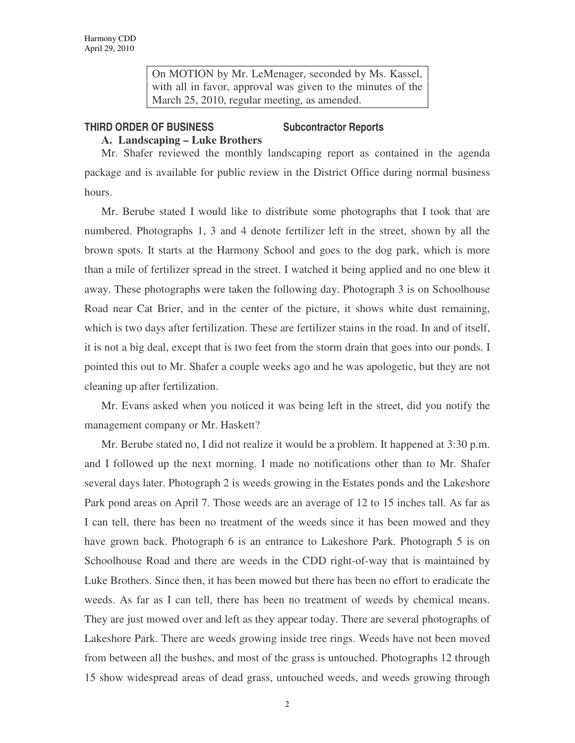On MOTION by Mr. LeMenager, seconded by Ms. Kassel, with all in favor, approval was given to the minutes of the March 25, 2010, regular meeting, as amended.

**THIRD ORDER OF BUSINESS Subcontractor Reports**

**A. Landscaping – Luke Brothers**

Mr. Shafer reviewed the monthly landscaping report as contained in the agenda package and is available for public review in the District Office during normal business hours.

Mr. Berube stated I would like to distribute some photographs that I took that are numbered. Photographs 1, 3 and 4 denote fertilizer left in the street, shown by all the brown spots. It starts at the Harmony School and goes to the dog park, which is more than a mile of fertilizer spread in the street. I watched it being applied and no one blew it away. These photographs were taken the following day. Photograph 3 is on Schoolhouse Road near Cat Brier, and in the center of the picture, it shows white dust remaining, which is two days after fertilization. These are fertilizer stains in the road. In and of itself, it is not a big deal, except that is two feet from the storm drain that goes into our ponds. I pointed this out to Mr. Shafer a couple weeks ago and he was apologetic, but they are not cleaning up after fertilization.

Mr. Evans asked when you noticed it was being left in the street, did you notify the management company or Mr. Haskett?

Mr. Berube stated no, I did not realize it would be a problem. It happened at 3:30 p.m. and I followed up the next morning. I made no notifications other than to Mr. Shafer several days later. Photograph 2 is weeds growing in the Estates ponds and the Lakeshore Park pond areas on April 7. Those weeds are an average of 12 to 15 inches tall. As far as I can tell, there has been no treatment of the weeds since it has been mowed and they have grown back. Photograph 6 is an entrance to Lakeshore Park. Photograph 5 is on Schoolhouse Road and there are weeds in the CDD right-of-way that is maintained by Luke Brothers. Since then, it has been mowed but there has been no effort to eradicate the weeds. As far as I can tell, there has been no treatment of weeds by chemical means. They are just mowed over and left as they appear today. There are several photographs of Lakeshore Park. There are weeds growing inside tree rings. Weeds have not been moved from between all the bushes, and most of the grass is untouched. Photographs 12 through 15 show widespread areas of dead grass, untouched weeds, and weeds growing through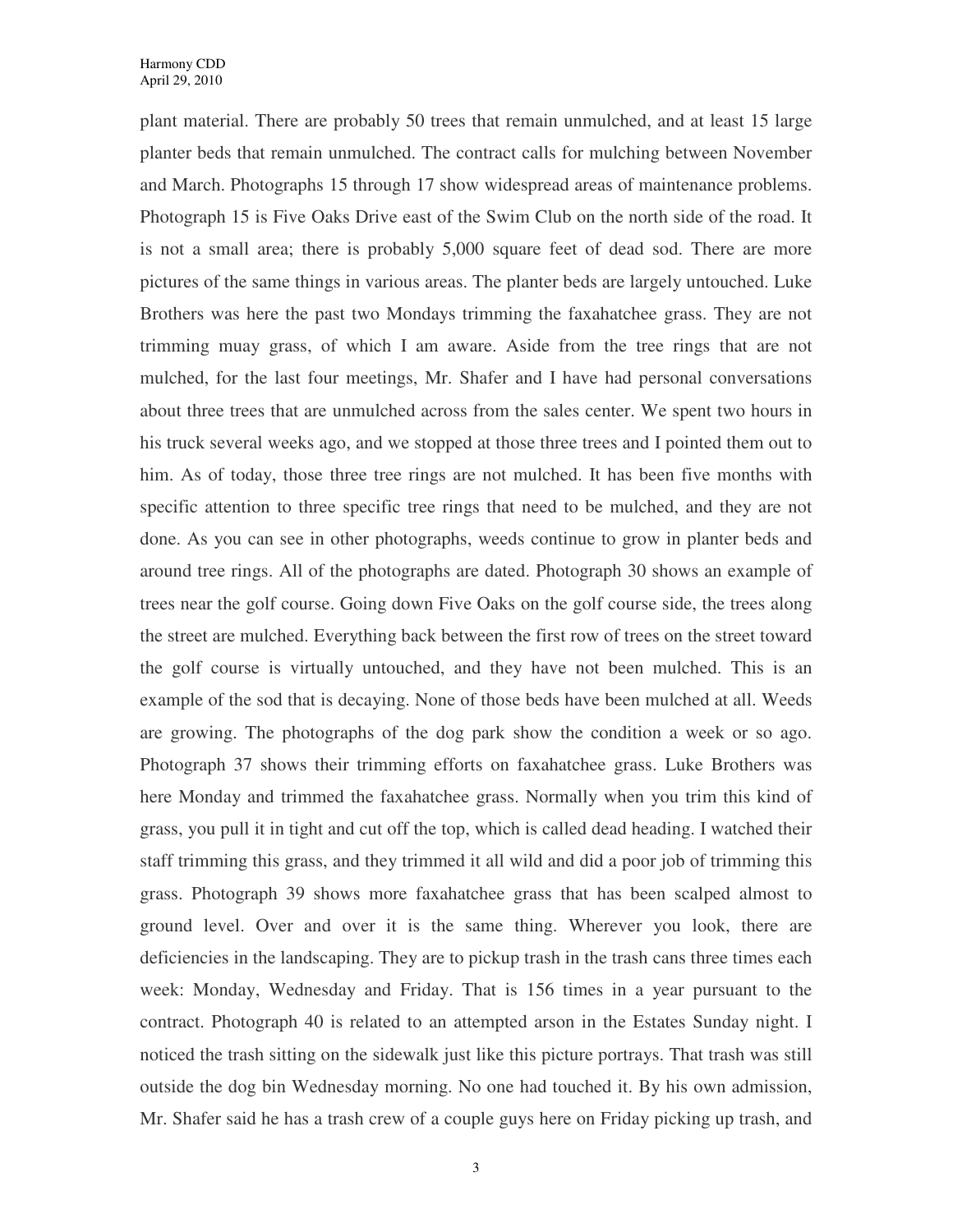plant material. There are probably 50 trees that remain unmulched, and at least 15 large planter beds that remain unmulched. The contract calls for mulching between November and March. Photographs 15 through 17 show widespread areas of maintenance problems. Photograph 15 is Five Oaks Drive east of the Swim Club on the north side of the road. It is not a small area; there is probably 5,000 square feet of dead sod. There are more pictures of the same things in various areas. The planter beds are largely untouched. Luke Brothers was here the past two Mondays trimming the faxahatchee grass. They are not trimming muay grass, of which I am aware. Aside from the tree rings that are not mulched, for the last four meetings, Mr. Shafer and I have had personal conversations about three trees that are unmulched across from the sales center. We spent two hours in his truck several weeks ago, and we stopped at those three trees and I pointed them out to him. As of today, those three tree rings are not mulched. It has been five months with specific attention to three specific tree rings that need to be mulched, and they are not done. As you can see in other photographs, weeds continue to grow in planter beds and around tree rings. All of the photographs are dated. Photograph 30 shows an example of trees near the golf course. Going down Five Oaks on the golf course side, the trees along the street are mulched. Everything back between the first row of trees on the street toward the golf course is virtually untouched, and they have not been mulched. This is an example of the sod that is decaying. None of those beds have been mulched at all. Weeds are growing. The photographs of the dog park show the condition a week or so ago. Photograph 37 shows their trimming efforts on faxahatchee grass. Luke Brothers was here Monday and trimmed the faxahatchee grass. Normally when you trim this kind of grass, you pull it in tight and cut off the top, which is called dead heading. I watched their staff trimming this grass, and they trimmed it all wild and did a poor job of trimming this grass. Photograph 39 shows more faxahatchee grass that has been scalped almost to ground level. Over and over it is the same thing. Wherever you look, there are deficiencies in the landscaping. They are to pickup trash in the trash cans three times each week: Monday, Wednesday and Friday. That is 156 times in a year pursuant to the contract. Photograph 40 is related to an attempted arson in the Estates Sunday night. I noticed the trash sitting on the sidewalk just like this picture portrays. That trash was still outside the dog bin Wednesday morning. No one had touched it. By his own admission, Mr. Shafer said he has a trash crew of a couple guys here on Friday picking up trash, and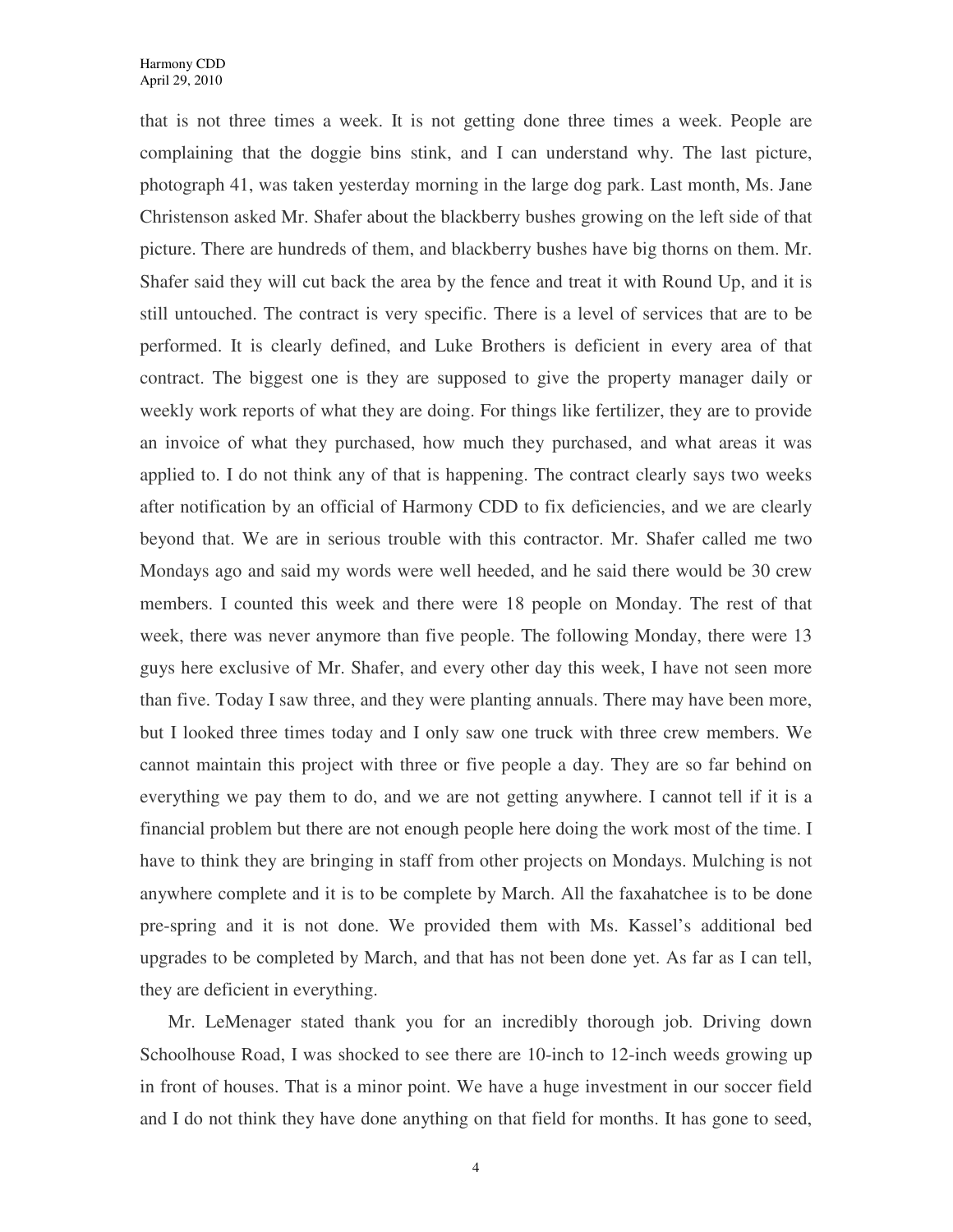that is not three times a week. It is not getting done three times a week. People are complaining that the doggie bins stink, and I can understand why. The last picture, photograph 41, was taken yesterday morning in the large dog park. Last month, Ms. Jane Christenson asked Mr. Shafer about the blackberry bushes growing on the left side of that picture. There are hundreds of them, and blackberry bushes have big thorns on them. Mr. Shafer said they will cut back the area by the fence and treat it with Round Up, and it is still untouched. The contract is very specific. There is a level of services that are to be performed. It is clearly defined, and Luke Brothers is deficient in every area of that contract. The biggest one is they are supposed to give the property manager daily or weekly work reports of what they are doing. For things like fertilizer, they are to provide an invoice of what they purchased, how much they purchased, and what areas it was applied to. I do not think any of that is happening. The contract clearly says two weeks after notification by an official of Harmony CDD to fix deficiencies, and we are clearly beyond that. We are in serious trouble with this contractor. Mr. Shafer called me two Mondays ago and said my words were well heeded, and he said there would be 30 crew members. I counted this week and there were 18 people on Monday. The rest of that week, there was never anymore than five people. The following Monday, there were 13 guys here exclusive of Mr. Shafer, and every other day this week, I have not seen more than five. Today I saw three, and they were planting annuals. There may have been more, but I looked three times today and I only saw one truck with three crew members. We cannot maintain this project with three or five people a day. They are so far behind on everything we pay them to do, and we are not getting anywhere. I cannot tell if it is a financial problem but there are not enough people here doing the work most of the time. I have to think they are bringing in staff from other projects on Mondays. Mulching is not anywhere complete and it is to be complete by March. All the faxahatchee is to be done pre-spring and it is not done. We provided them with Ms. Kassel's additional bed upgrades to be completed by March, and that has not been done yet. As far as I can tell, they are deficient in everything.

Mr. LeMenager stated thank you for an incredibly thorough job. Driving down Schoolhouse Road, I was shocked to see there are 10-inch to 12-inch weeds growing up in front of houses. That is a minor point. We have a huge investment in our soccer field and I do not think they have done anything on that field for months. It has gone to seed,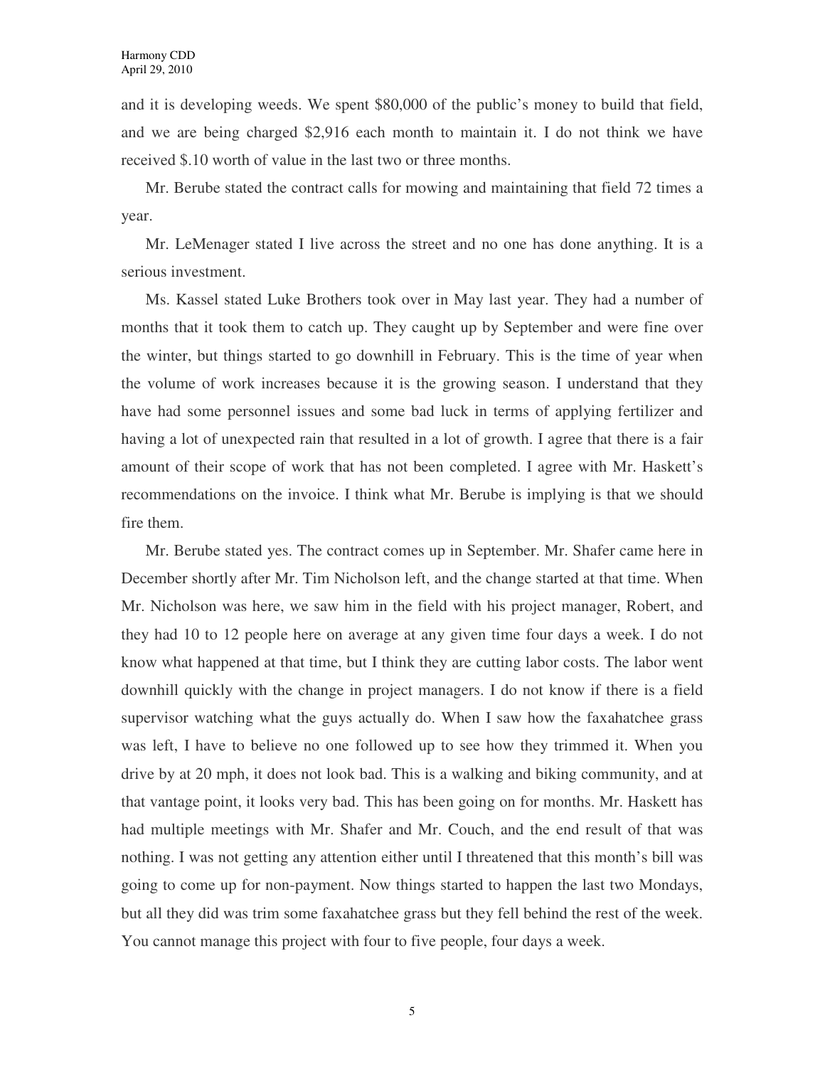and it is developing weeds. We spent $80,000 of the public's money to build that field, and we are being charged $2,916 each month to maintain it. I do not think we have received $.10 worth of value in the last two or three months.

Mr. Berube stated the contract calls for mowing and maintaining that field 72 times a year.

Mr. LeMenager stated I live across the street and no one has done anything. It is a serious investment.

Ms. Kassel stated Luke Brothers took over in May last year. They had a number of months that it took them to catch up. They caught up by September and were fine over the winter, but things started to go downhill in February. This is the time of year when the volume of work increases because it is the growing season. I understand that they have had some personnel issues and some bad luck in terms of applying fertilizer and having a lot of unexpected rain that resulted in a lot of growth. I agree that there is a fair amount of their scope of work that has not been completed. I agree with Mr. Haskett's recommendations on the invoice. I think what Mr. Berube is implying is that we should fire them.

Mr. Berube stated yes. The contract comes up in September. Mr. Shafer came here in December shortly after Mr. Tim Nicholson left, and the change started at that time. When Mr. Nicholson was here, we saw him in the field with his project manager, Robert, and they had 10 to 12 people here on average at any given time four days a week. I do not know what happened at that time, but I think they are cutting labor costs. The labor went downhill quickly with the change in project managers. I do not know if there is a field supervisor watching what the guys actually do. When I saw how the faxahatchee grass was left, I have to believe no one followed up to see how they trimmed it. When you drive by at 20 mph, it does not look bad. This is a walking and biking community, and at that vantage point, it looks very bad. This has been going on for months. Mr. Haskett has had multiple meetings with Mr. Shafer and Mr. Couch, and the end result of that was nothing. I was not getting any attention either until I threatened that this month's bill was going to come up for non-payment. Now things started to happen the last two Mondays, but all they did was trim some faxahatchee grass but they fell behind the rest of the week. You cannot manage this project with four to five people, four days a week.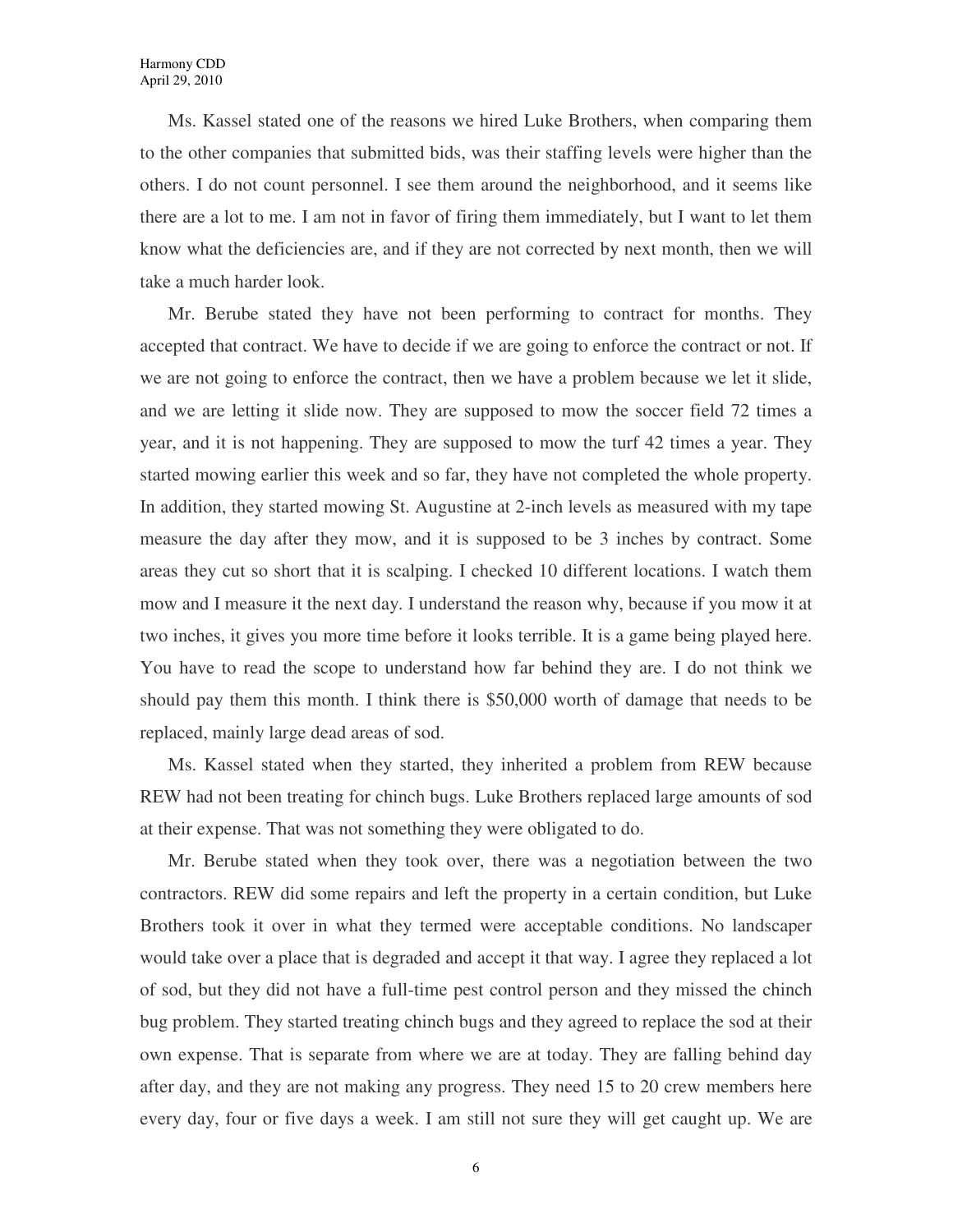Ms. Kassel stated one of the reasons we hired Luke Brothers, when comparing them to the other companies that submitted bids, was their staffing levels were higher than the others. I do not count personnel. I see them around the neighborhood, and it seems like there are a lot to me. I am not in favor of firing them immediately, but I want to let them know what the deficiencies are, and if they are not corrected by next month, then we will take a much harder look.

Mr. Berube stated they have not been performing to contract for months. They accepted that contract. We have to decide if we are going to enforce the contract or not. If we are not going to enforce the contract, then we have a problem because we let it slide, and we are letting it slide now. They are supposed to mow the soccer field 72 times a year, and it is not happening. They are supposed to mow the turf 42 times a year. They started mowing earlier this week and so far, they have not completed the whole property. In addition, they started mowing St. Augustine at 2-inch levels as measured with my tape measure the day after they mow, and it is supposed to be 3 inches by contract. Some areas they cut so short that it is scalping. I checked 10 different locations. I watch them mow and I measure it the next day. I understand the reason why, because if you mow it at two inches, it gives you more time before it looks terrible. It is a game being played here. You have to read the scope to understand how far behind they are. I do not think we should pay them this month. I think there is $50,000 worth of damage that needs to be replaced, mainly large dead areas of sod.

Ms. Kassel stated when they started, they inherited a problem from REW because REW had not been treating for chinch bugs. Luke Brothers replaced large amounts of sod at their expense. That was not something they were obligated to do.

Mr. Berube stated when they took over, there was a negotiation between the two contractors. REW did some repairs and left the property in a certain condition, but Luke Brothers took it over in what they termed were acceptable conditions. No landscaper would take over a place that is degraded and accept it that way. I agree they replaced a lot of sod, but they did not have a full-time pest control person and they missed the chinch bug problem. They started treating chinch bugs and they agreed to replace the sod at their own expense. That is separate from where we are at today. They are falling behind day after day, and they are not making any progress. They need 15 to 20 crew members here every day, four or five days a week. I am still not sure they will get caught up. We are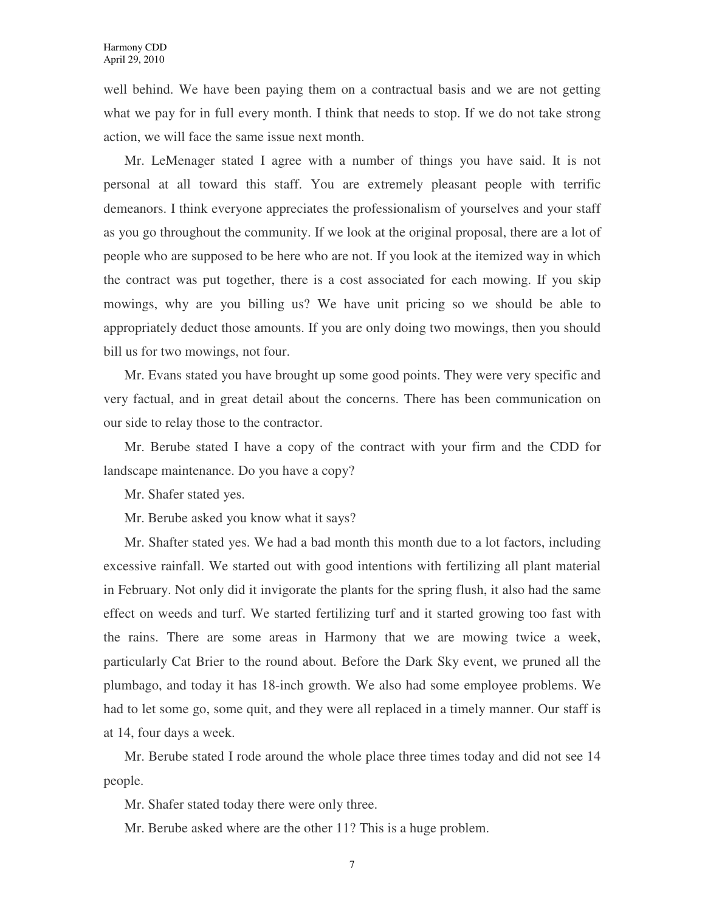well behind. We have been paying them on a contractual basis and we are not getting what we pay for in full every month. I think that needs to stop. If we do not take strong action, we will face the same issue next month.

Mr. LeMenager stated I agree with a number of things you have said. It is not personal at all toward this staff. You are extremely pleasant people with terrific demeanors. I think everyone appreciates the professionalism of yourselves and your staff as you go throughout the community. If we look at the original proposal, there are a lot of people who are supposed to be here who are not. If you look at the itemized way in which the contract was put together, there is a cost associated for each mowing. If you skip mowings, why are you billing us? We have unit pricing so we should be able to appropriately deduct those amounts. If you are only doing two mowings, then you should bill us for two mowings, not four.

Mr. Evans stated you have brought up some good points. They were very specific and very factual, and in great detail about the concerns. There has been communication on our side to relay those to the contractor.

Mr. Berube stated I have a copy of the contract with your firm and the CDD for landscape maintenance. Do you have a copy?

Mr. Shafer stated yes.

Mr. Berube asked you know what it says?

Mr. Shafter stated yes. We had a bad month this month due to a lot factors, including excessive rainfall. We started out with good intentions with fertilizing all plant material in February. Not only did it invigorate the plants for the spring flush, it also had the same effect on weeds and turf. We started fertilizing turf and it started growing too fast with the rains. There are some areas in Harmony that we are mowing twice a week, particularly Cat Brier to the round about. Before the Dark Sky event, we pruned all the plumbago, and today it has 18-inch growth. We also had some employee problems. We had to let some go, some quit, and they were all replaced in a timely manner. Our staff is at 14, four days a week.

Mr. Berube stated I rode around the whole place three times today and did not see 14 people.

Mr. Shafer stated today there were only three.

Mr. Berube asked where are the other 11? This is a huge problem.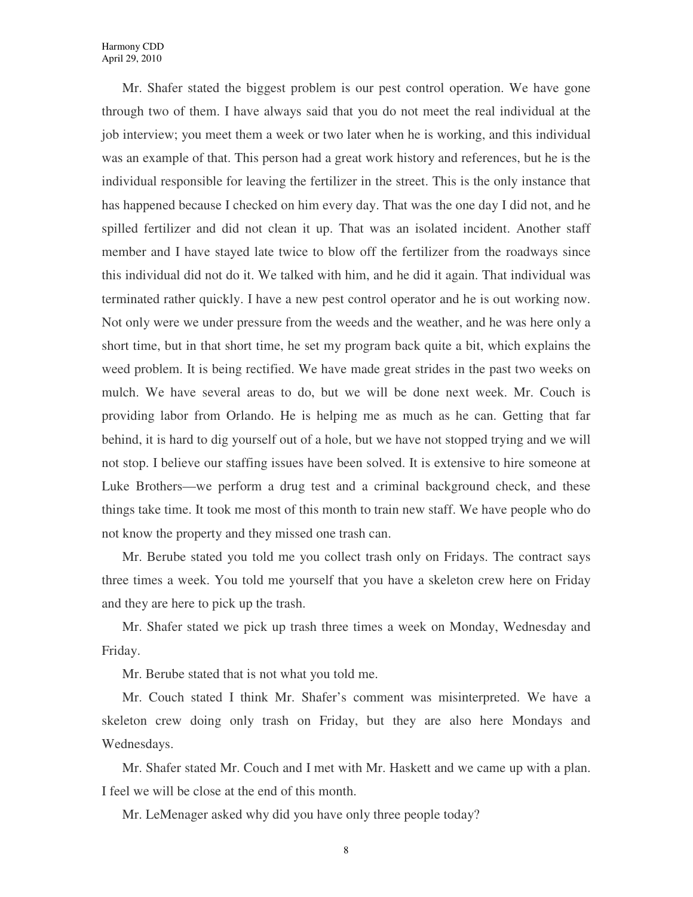Mr. Shafer stated the biggest problem is our pest control operation. We have gone through two of them. I have always said that you do not meet the real individual at the job interview; you meet them a week or two later when he is working, and this individual was an example of that. This person had a great work history and references, but he is the individual responsible for leaving the fertilizer in the street. This is the only instance that has happened because I checked on him every day. That was the one day I did not, and he spilled fertilizer and did not clean it up. That was an isolated incident. Another staff member and I have stayed late twice to blow off the fertilizer from the roadways since this individual did not do it. We talked with him, and he did it again. That individual was terminated rather quickly. I have a new pest control operator and he is out working now. Not only were we under pressure from the weeds and the weather, and he was here only a short time, but in that short time, he set my program back quite a bit, which explains the weed problem. It is being rectified. We have made great strides in the past two weeks on mulch. We have several areas to do, but we will be done next week. Mr. Couch is providing labor from Orlando. He is helping me as much as he can. Getting that far behind, it is hard to dig yourself out of a hole, but we have not stopped trying and we will not stop. I believe our staffing issues have been solved. It is extensive to hire someone at Luke Brothers—we perform a drug test and a criminal background check, and these things take time. It took me most of this month to train new staff. We have people who do not know the property and they missed one trash can.

Mr. Berube stated you told me you collect trash only on Fridays. The contract says three times a week. You told me yourself that you have a skeleton crew here on Friday and they are here to pick up the trash.

Mr. Shafer stated we pick up trash three times a week on Monday, Wednesday and Friday.

Mr. Berube stated that is not what you told me.

Mr. Couch stated I think Mr. Shafer's comment was misinterpreted. We have a skeleton crew doing only trash on Friday, but they are also here Mondays and Wednesdays.

Mr. Shafer stated Mr. Couch and I met with Mr. Haskett and we came up with a plan. I feel we will be close at the end of this month.

Mr. LeMenager asked why did you have only three people today?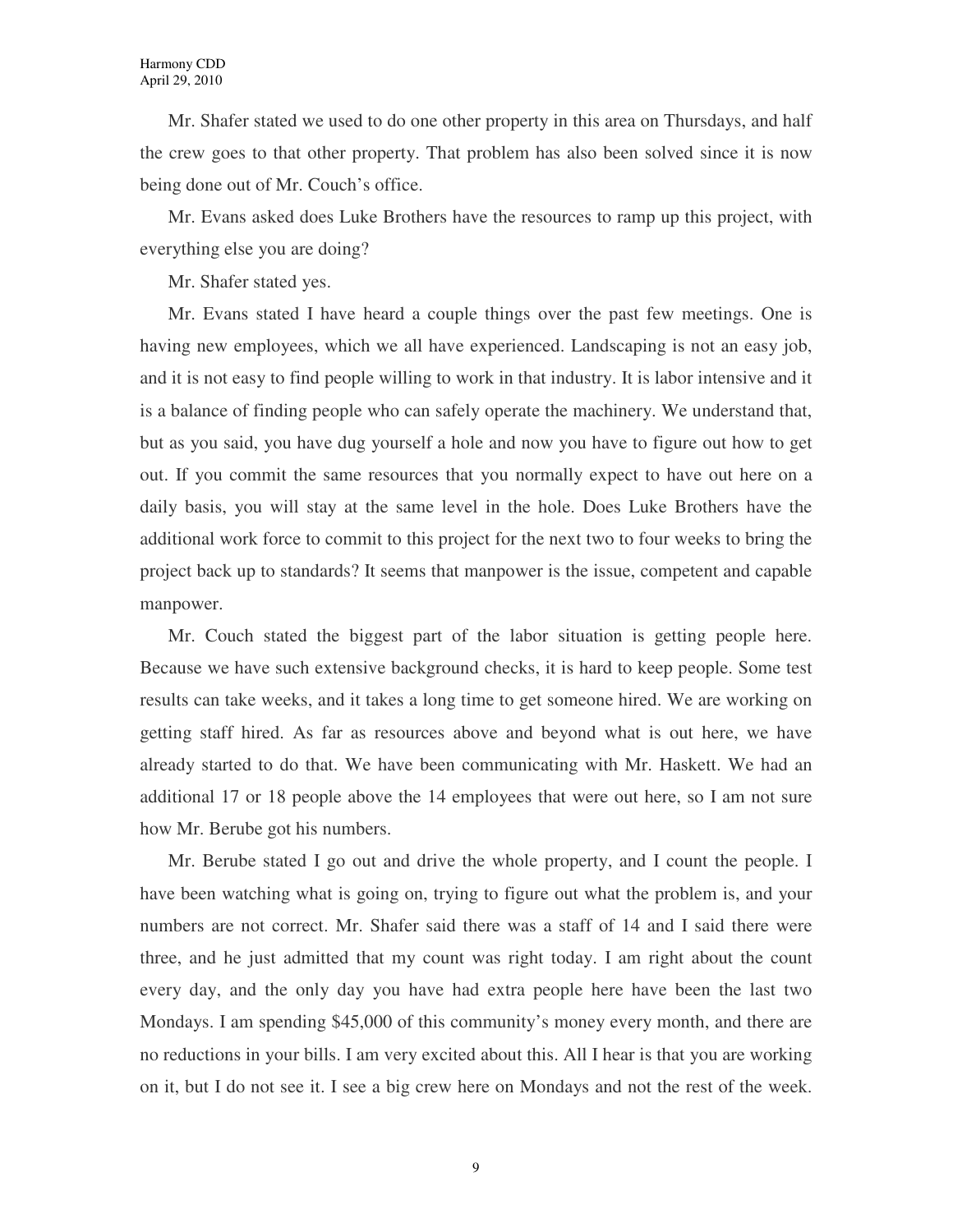Mr. Shafer stated we used to do one other property in this area on Thursdays, and half the crew goes to that other property. That problem has also been solved since it is now being done out of Mr. Couch's office.

Mr. Evans asked does Luke Brothers have the resources to ramp up this project, with everything else you are doing?

Mr. Shafer stated yes.

Mr. Evans stated I have heard a couple things over the past few meetings. One is having new employees, which we all have experienced. Landscaping is not an easy job, and it is not easy to find people willing to work in that industry. It is labor intensive and it is a balance of finding people who can safely operate the machinery. We understand that, but as you said, you have dug yourself a hole and now you have to figure out how to get out. If you commit the same resources that you normally expect to have out here on a daily basis, you will stay at the same level in the hole. Does Luke Brothers have the additional work force to commit to this project for the next two to four weeks to bring the project back up to standards? It seems that manpower is the issue, competent and capable manpower.

Mr. Couch stated the biggest part of the labor situation is getting people here. Because we have such extensive background checks, it is hard to keep people. Some test results can take weeks, and it takes a long time to get someone hired. We are working on getting staff hired. As far as resources above and beyond what is out here, we have already started to do that. We have been communicating with Mr. Haskett. We had an additional 17 or 18 people above the 14 employees that were out here, so I am not sure how Mr. Berube got his numbers.

Mr. Berube stated I go out and drive the whole property, and I count the people. I have been watching what is going on, trying to figure out what the problem is, and your numbers are not correct. Mr. Shafer said there was a staff of 14 and I said there were three, and he just admitted that my count was right today. I am right about the count every day, and the only day you have had extra people here have been the last two Mondays. I am spending $45,000 of this community's money every month, and there are no reductions in your bills. I am very excited about this. All I hear is that you are working on it, but I do not see it. I see a big crew here on Mondays and not the rest of the week.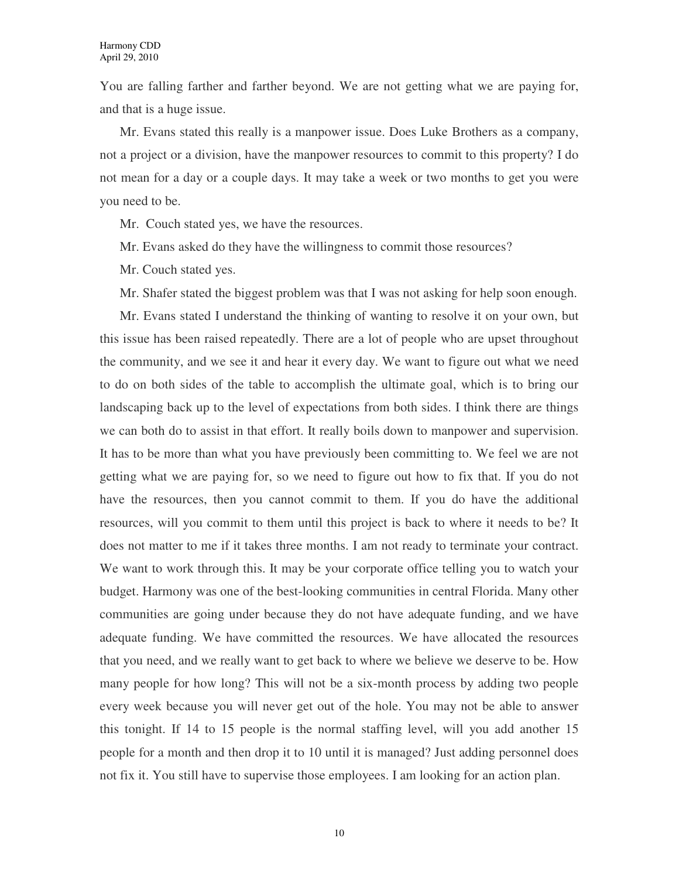You are falling farther and farther beyond. We are not getting what we are paying for, and that is a huge issue.

Mr. Evans stated this really is a manpower issue. Does Luke Brothers as a company, not a project or a division, have the manpower resources to commit to this property? I do not mean for a day or a couple days. It may take a week or two months to get you were you need to be.

Mr. Couch stated yes, we have the resources.

Mr. Evans asked do they have the willingness to commit those resources?

Mr. Couch stated yes.

Mr. Shafer stated the biggest problem was that I was not asking for help soon enough.

Mr. Evans stated I understand the thinking of wanting to resolve it on your own, but this issue has been raised repeatedly. There are a lot of people who are upset throughout the community, and we see it and hear it every day. We want to figure out what we need to do on both sides of the table to accomplish the ultimate goal, which is to bring our landscaping back up to the level of expectations from both sides. I think there are things we can both do to assist in that effort. It really boils down to manpower and supervision. It has to be more than what you have previously been committing to. We feel we are not getting what we are paying for, so we need to figure out how to fix that. If you do not have the resources, then you cannot commit to them. If you do have the additional resources, will you commit to them until this project is back to where it needs to be? It does not matter to me if it takes three months. I am not ready to terminate your contract. We want to work through this. It may be your corporate office telling you to watch your budget. Harmony was one of the best-looking communities in central Florida. Many other communities are going under because they do not have adequate funding, and we have adequate funding. We have committed the resources. We have allocated the resources that you need, and we really want to get back to where we believe we deserve to be. How many people for how long? This will not be a six-month process by adding two people every week because you will never get out of the hole. You may not be able to answer this tonight. If 14 to 15 people is the normal staffing level, will you add another 15 people for a month and then drop it to 10 until it is managed? Just adding personnel does not fix it. You still have to supervise those employees. I am looking for an action plan.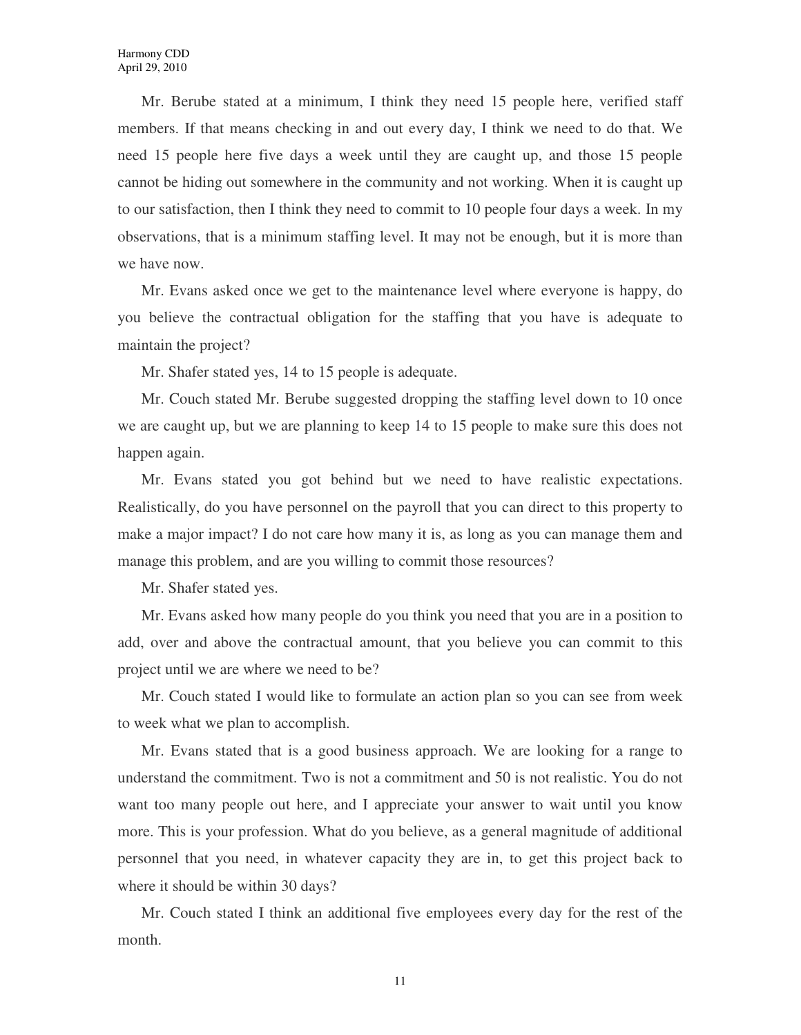Mr. Berube stated at a minimum, I think they need 15 people here, verified staff members. If that means checking in and out every day, I think we need to do that. We need 15 people here five days a week until they are caught up, and those 15 people cannot be hiding out somewhere in the community and not working. When it is caught up to our satisfaction, then I think they need to commit to 10 people four days a week. In my observations, that is a minimum staffing level. It may not be enough, but it is more than we have now.

Mr. Evans asked once we get to the maintenance level where everyone is happy, do you believe the contractual obligation for the staffing that you have is adequate to maintain the project?

Mr. Shafer stated yes, 14 to 15 people is adequate.

Mr. Couch stated Mr. Berube suggested dropping the staffing level down to 10 once we are caught up, but we are planning to keep 14 to 15 people to make sure this does not happen again.

Mr. Evans stated you got behind but we need to have realistic expectations. Realistically, do you have personnel on the payroll that you can direct to this property to make a major impact? I do not care how many it is, as long as you can manage them and manage this problem, and are you willing to commit those resources?

Mr. Shafer stated yes.

Mr. Evans asked how many people do you think you need that you are in a position to add, over and above the contractual amount, that you believe you can commit to this project until we are where we need to be?

Mr. Couch stated I would like to formulate an action plan so you can see from week to week what we plan to accomplish.

Mr. Evans stated that is a good business approach. We are looking for a range to understand the commitment. Two is not a commitment and 50 is not realistic. You do not want too many people out here, and I appreciate your answer to wait until you know more. This is your profession. What do you believe, as a general magnitude of additional personnel that you need, in whatever capacity they are in, to get this project back to where it should be within 30 days?

Mr. Couch stated I think an additional five employees every day for the rest of the month.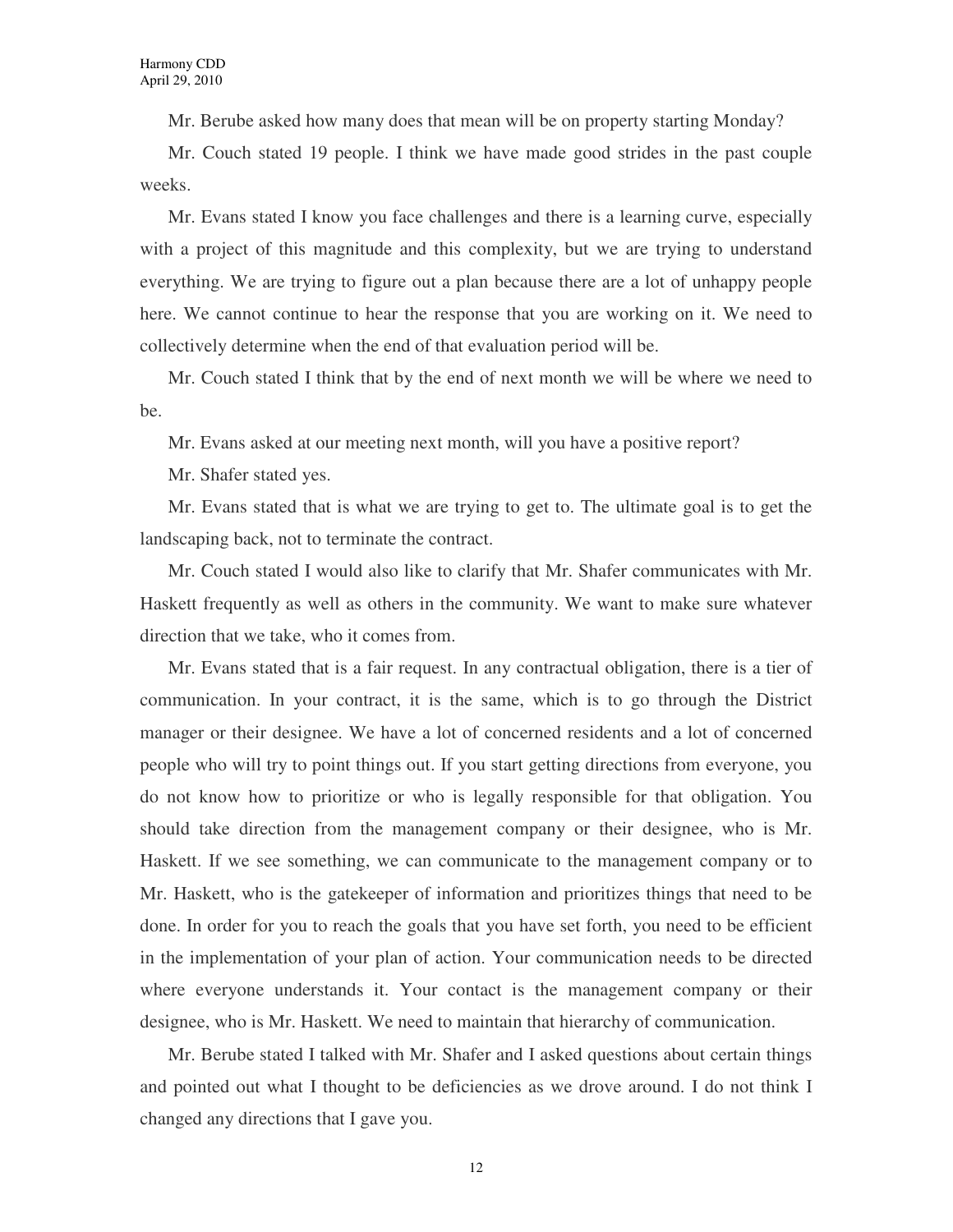Mr. Berube asked how many does that mean will be on property starting Monday?

Mr. Couch stated 19 people. I think we have made good strides in the past couple weeks.

Mr. Evans stated I know you face challenges and there is a learning curve, especially with a project of this magnitude and this complexity, but we are trying to understand everything. We are trying to figure out a plan because there are a lot of unhappy people here. We cannot continue to hear the response that you are working on it. We need to collectively determine when the end of that evaluation period will be.

Mr. Couch stated I think that by the end of next month we will be where we need to be.

Mr. Evans asked at our meeting next month, will you have a positive report?

Mr. Shafer stated yes.

Mr. Evans stated that is what we are trying to get to. The ultimate goal is to get the landscaping back, not to terminate the contract.

Mr. Couch stated I would also like to clarify that Mr. Shafer communicates with Mr. Haskett frequently as well as others in the community. We want to make sure whatever direction that we take, who it comes from.

Mr. Evans stated that is a fair request. In any contractual obligation, there is a tier of communication. In your contract, it is the same, which is to go through the District manager or their designee. We have a lot of concerned residents and a lot of concerned people who will try to point things out. If you start getting directions from everyone, you do not know how to prioritize or who is legally responsible for that obligation. You should take direction from the management company or their designee, who is Mr. Haskett. If we see something, we can communicate to the management company or to Mr. Haskett, who is the gatekeeper of information and prioritizes things that need to be done. In order for you to reach the goals that you have set forth, you need to be efficient in the implementation of your plan of action. Your communication needs to be directed where everyone understands it. Your contact is the management company or their designee, who is Mr. Haskett. We need to maintain that hierarchy of communication.

Mr. Berube stated I talked with Mr. Shafer and I asked questions about certain things and pointed out what I thought to be deficiencies as we drove around. I do not think I changed any directions that I gave you.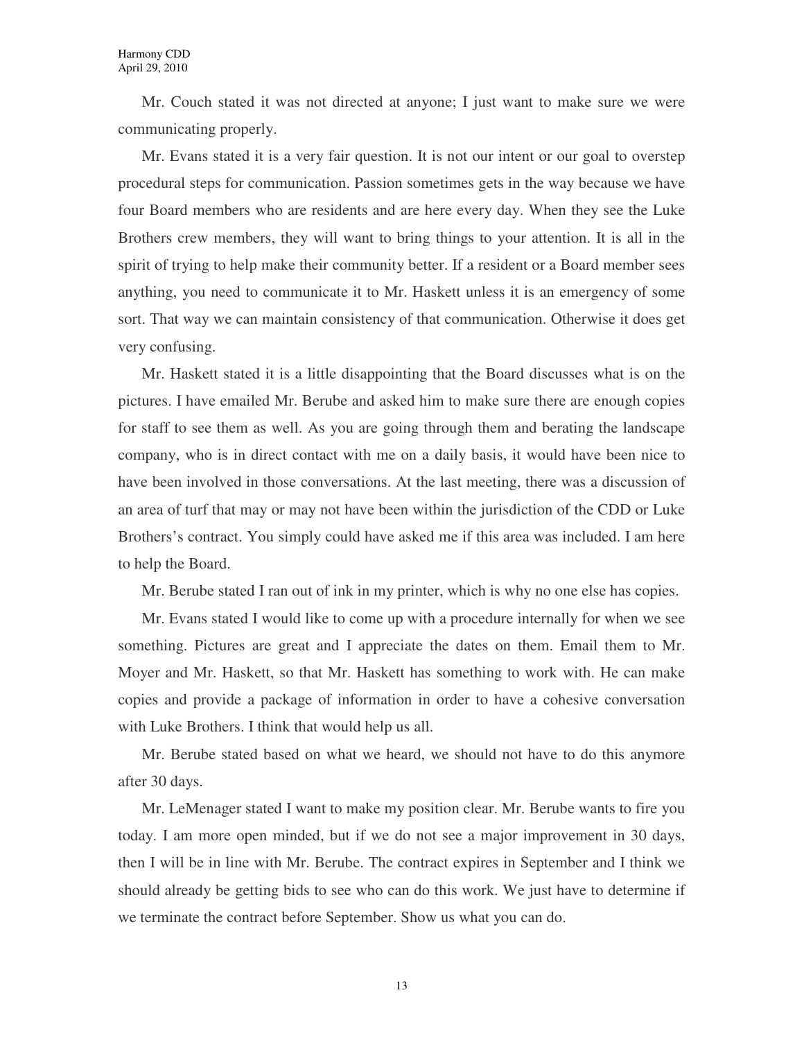Mr. Couch stated it was not directed at anyone; I just want to make sure we were communicating properly.

Mr. Evans stated it is a very fair question. It is not our intent or our goal to overstep procedural steps for communication. Passion sometimes gets in the way because we have four Board members who are residents and are here every day. When they see the Luke Brothers crew members, they will want to bring things to your attention. It is all in the spirit of trying to help make their community better. If a resident or a Board member sees anything, you need to communicate it to Mr. Haskett unless it is an emergency of some sort. That way we can maintain consistency of that communication. Otherwise it does get very confusing.

Mr. Haskett stated it is a little disappointing that the Board discusses what is on the pictures. I have emailed Mr. Berube and asked him to make sure there are enough copies for staff to see them as well. As you are going through them and berating the landscape company, who is in direct contact with me on a daily basis, it would have been nice to have been involved in those conversations. At the last meeting, there was a discussion of an area of turf that may or may not have been within the jurisdiction of the CDD or Luke Brothers's contract. You simply could have asked me if this area was included. I am here to help the Board.

Mr. Berube stated I ran out of ink in my printer, which is why no one else has copies.

Mr. Evans stated I would like to come up with a procedure internally for when we see something. Pictures are great and I appreciate the dates on them. Email them to Mr. Moyer and Mr. Haskett, so that Mr. Haskett has something to work with. He can make copies and provide a package of information in order to have a cohesive conversation with Luke Brothers. I think that would help us all.

Mr. Berube stated based on what we heard, we should not have to do this anymore after 30 days.

Mr. LeMenager stated I want to make my position clear. Mr. Berube wants to fire you today. I am more open minded, but if we do not see a major improvement in 30 days, then I will be in line with Mr. Berube. The contract expires in September and I think we should already be getting bids to see who can do this work. We just have to determine if we terminate the contract before September. Show us what you can do.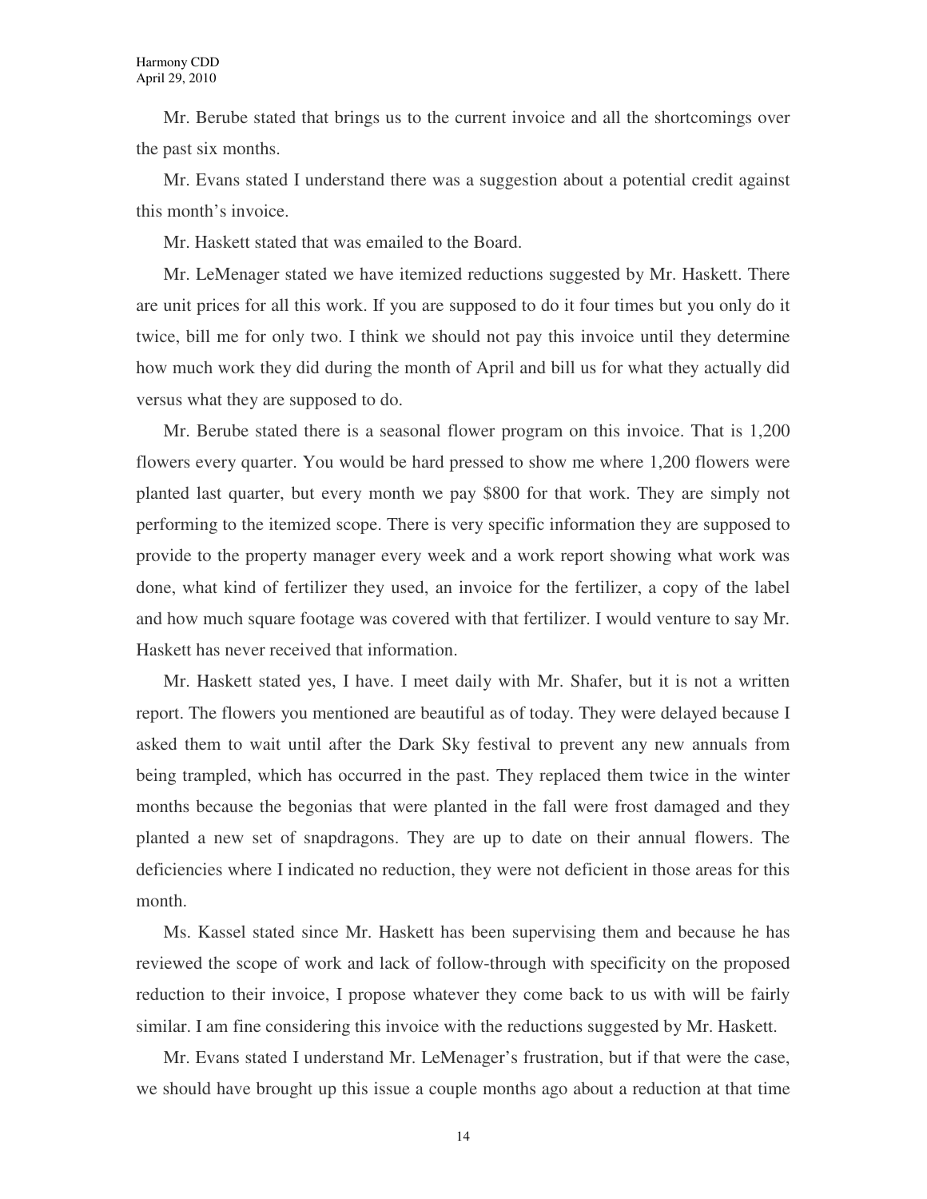Mr. Berube stated that brings us to the current invoice and all the shortcomings over the past six months.

Mr. Evans stated I understand there was a suggestion about a potential credit against this month's invoice.

Mr. Haskett stated that was emailed to the Board.

Mr. LeMenager stated we have itemized reductions suggested by Mr. Haskett. There are unit prices for all this work. If you are supposed to do it four times but you only do it twice, bill me for only two. I think we should not pay this invoice until they determine how much work they did during the month of April and bill us for what they actually did versus what they are supposed to do.

Mr. Berube stated there is a seasonal flower program on this invoice. That is 1,200 flowers every quarter. You would be hard pressed to show me where 1,200 flowers were planted last quarter, but every month we pay $800 for that work. They are simply not performing to the itemized scope. There is very specific information they are supposed to provide to the property manager every week and a work report showing what work was done, what kind of fertilizer they used, an invoice for the fertilizer, a copy of the label and how much square footage was covered with that fertilizer. I would venture to say Mr. Haskett has never received that information.

Mr. Haskett stated yes, I have. I meet daily with Mr. Shafer, but it is not a written report. The flowers you mentioned are beautiful as of today. They were delayed because I asked them to wait until after the Dark Sky festival to prevent any new annuals from being trampled, which has occurred in the past. They replaced them twice in the winter months because the begonias that were planted in the fall were frost damaged and they planted a new set of snapdragons. They are up to date on their annual flowers. The deficiencies where I indicated no reduction, they were not deficient in those areas for this month.

Ms. Kassel stated since Mr. Haskett has been supervising them and because he has reviewed the scope of work and lack of follow-through with specificity on the proposed reduction to their invoice, I propose whatever they come back to us with will be fairly similar. I am fine considering this invoice with the reductions suggested by Mr. Haskett.

Mr. Evans stated I understand Mr. LeMenager's frustration, but if that were the case, we should have brought up this issue a couple months ago about a reduction at that time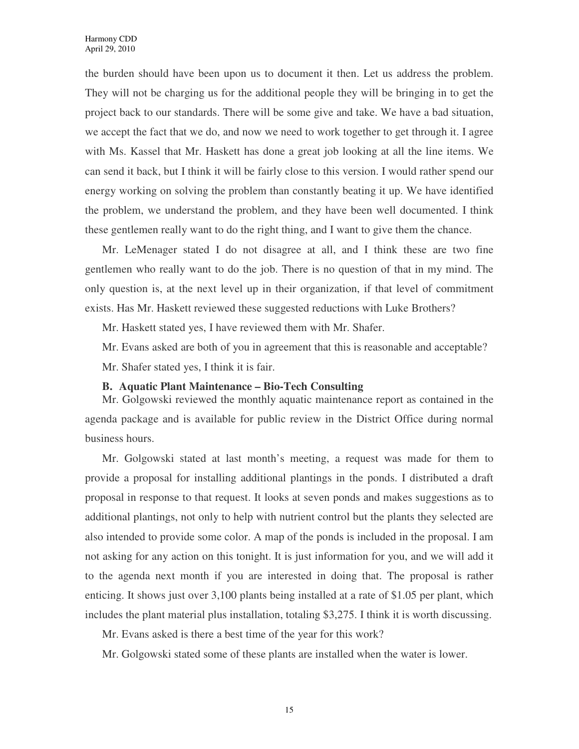the burden should have been upon us to document it then. Let us address the problem. They will not be charging us for the additional people they will be bringing in to get the project back to our standards. There will be some give and take. We have a bad situation, we accept the fact that we do, and now we need to work together to get through it. I agree with Ms. Kassel that Mr. Haskett has done a great job looking at all the line items. We can send it back, but I think it will be fairly close to this version. I would rather spend our energy working on solving the problem than constantly beating it up. We have identified the problem, we understand the problem, and they have been well documented. I think these gentlemen really want to do the right thing, and I want to give them the chance.

Mr. LeMenager stated I do not disagree at all, and I think these are two fine gentlemen who really want to do the job. There is no question of that in my mind. The only question is, at the next level up in their organization, if that level of commitment exists. Has Mr. Haskett reviewed these suggested reductions with Luke Brothers?

Mr. Haskett stated yes, I have reviewed them with Mr. Shafer.

Mr. Evans asked are both of you in agreement that this is reasonable and acceptable?

Mr. Shafer stated yes, I think it is fair.

**B. Aquatic Plant Maintenance – Bio-Tech Consulting**

Mr. Golgowski reviewed the monthly aquatic maintenance report as contained in the agenda package and is available for public review in the District Office during normal business hours.

Mr. Golgowski stated at last month's meeting, a request was made for them to provide a proposal for installing additional plantings in the ponds. I distributed a draft proposal in response to that request. It looks at seven ponds and makes suggestions as to additional plantings, not only to help with nutrient control but the plants they selected are also intended to provide some color. A map of the ponds is included in the proposal. I am not asking for any action on this tonight. It is just information for you, and we will add it to the agenda next month if you are interested in doing that. The proposal is rather enticing. It shows just over 3,100 plants being installed at a rate of $1.05 per plant, which includes the plant material plus installation, totaling $3,275. I think it is worth discussing.

Mr. Evans asked is there a best time of the year for this work?

Mr. Golgowski stated some of these plants are installed when the water is lower.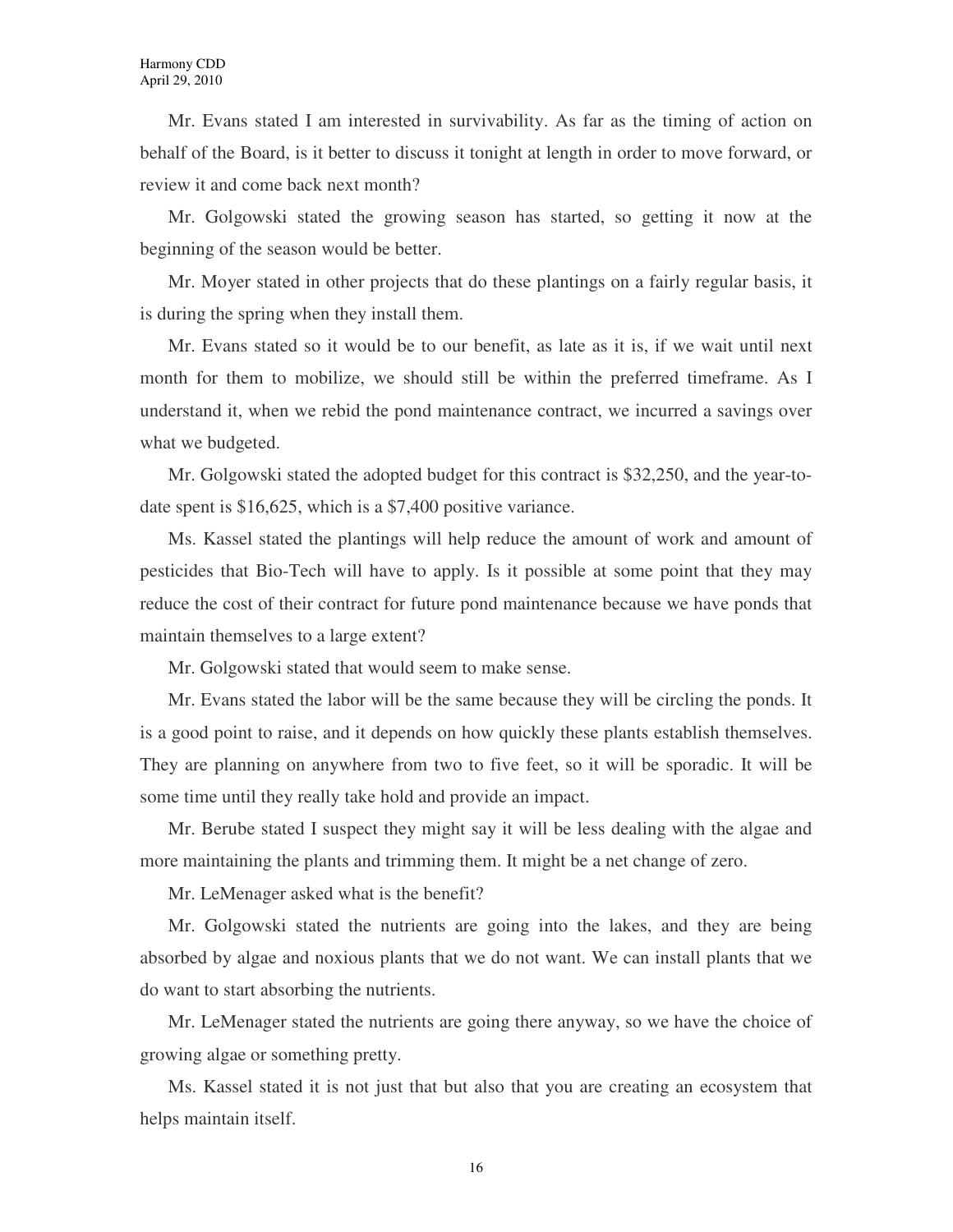Mr. Evans stated I am interested in survivability. As far as the timing of action on behalf of the Board, is it better to discuss it tonight at length in order to move forward, or review it and come back next month?

Mr. Golgowski stated the growing season has started, so getting it now at the beginning of the season would be better.

Mr. Moyer stated in other projects that do these plantings on a fairly regular basis, it is during the spring when they install them.

Mr. Evans stated so it would be to our benefit, as late as it is, if we wait until next month for them to mobilize, we should still be within the preferred timeframe. As I understand it, when we rebid the pond maintenance contract, we incurred a savings over what we budgeted.

Mr. Golgowski stated the adopted budget for this contract is $32,250, and the year-to-date spent is $16,625, which is a $7,400 positive variance.

Ms. Kassel stated the plantings will help reduce the amount of work and amount of pesticides that Bio-Tech will have to apply. Is it possible at some point that they may reduce the cost of their contract for future pond maintenance because we have ponds that maintain themselves to a large extent?

Mr. Golgowski stated that would seem to make sense.

Mr. Evans stated the labor will be the same because they will be circling the ponds. It is a good point to raise, and it depends on how quickly these plants establish themselves. They are planning on anywhere from two to five feet, so it will be sporadic. It will be some time until they really take hold and provide an impact.

Mr. Berube stated I suspect they might say it will be less dealing with the algae and more maintaining the plants and trimming them. It might be a net change of zero.

Mr. LeMenager asked what is the benefit?

Mr. Golgowski stated the nutrients are going into the lakes, and they are being absorbed by algae and noxious plants that we do not want. We can install plants that we do want to start absorbing the nutrients.

Mr. LeMenager stated the nutrients are going there anyway, so we have the choice of growing algae or something pretty.

Ms. Kassel stated it is not just that but also that you are creating an ecosystem that helps maintain itself.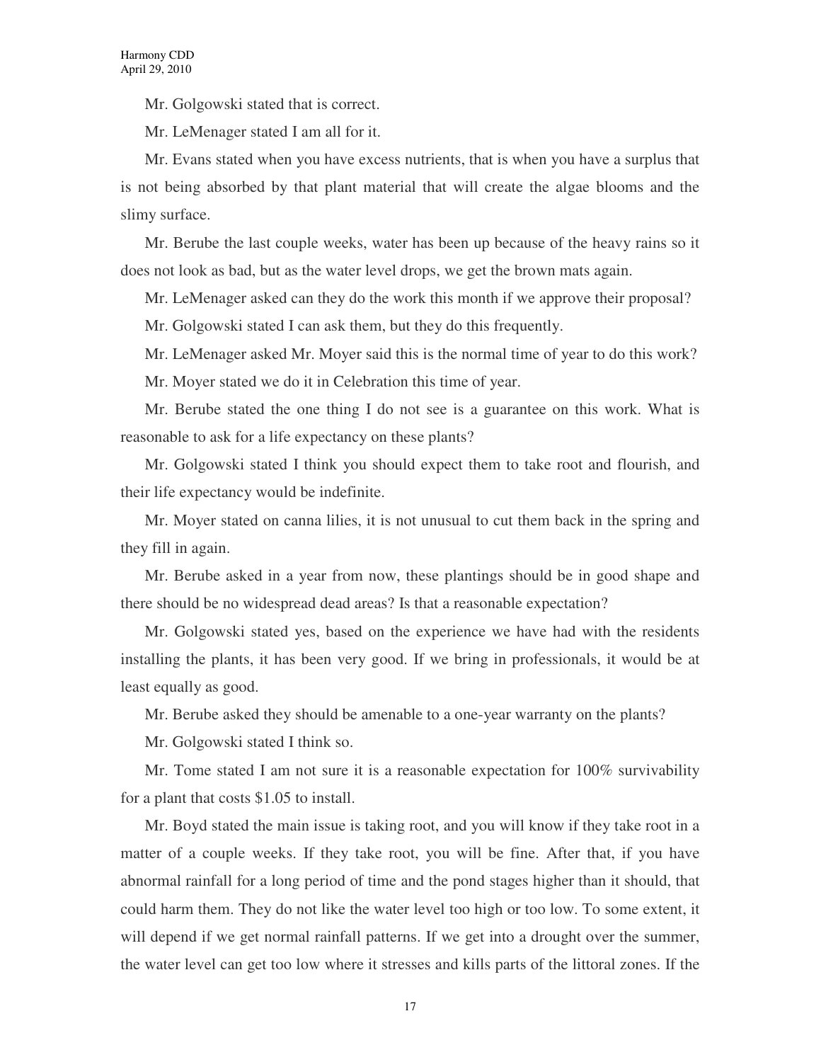Mr. Golgowski stated that is correct.

Mr. LeMenager stated I am all for it.

Mr. Evans stated when you have excess nutrients, that is when you have a surplus that is not being absorbed by that plant material that will create the algae blooms and the slimy surface.

Mr. Berube the last couple weeks, water has been up because of the heavy rains so it does not look as bad, but as the water level drops, we get the brown mats again.

Mr. LeMenager asked can they do the work this month if we approve their proposal?

Mr. Golgowski stated I can ask them, but they do this frequently.

Mr. LeMenager asked Mr. Moyer said this is the normal time of year to do this work?

Mr. Moyer stated we do it in Celebration this time of year.

Mr. Berube stated the one thing I do not see is a guarantee on this work. What is reasonable to ask for a life expectancy on these plants?

Mr. Golgowski stated I think you should expect them to take root and flourish, and their life expectancy would be indefinite.

Mr. Moyer stated on canna lilies, it is not unusual to cut them back in the spring and they fill in again.

Mr. Berube asked in a year from now, these plantings should be in good shape and there should be no widespread dead areas? Is that a reasonable expectation?

Mr. Golgowski stated yes, based on the experience we have had with the residents installing the plants, it has been very good. If we bring in professionals, it would be at least equally as good.

Mr. Berube asked they should be amenable to a one-year warranty on the plants?

Mr. Golgowski stated I think so.

Mr. Tome stated I am not sure it is a reasonable expectation for 100% survivability for a plant that costs $1.05 to install.

Mr. Boyd stated the main issue is taking root, and you will know if they take root in a matter of a couple weeks. If they take root, you will be fine. After that, if you have abnormal rainfall for a long period of time and the pond stages higher than it should, that could harm them. They do not like the water level too high or too low. To some extent, it will depend if we get normal rainfall patterns. If we get into a drought over the summer, the water level can get too low where it stresses and kills parts of the littoral zones. If the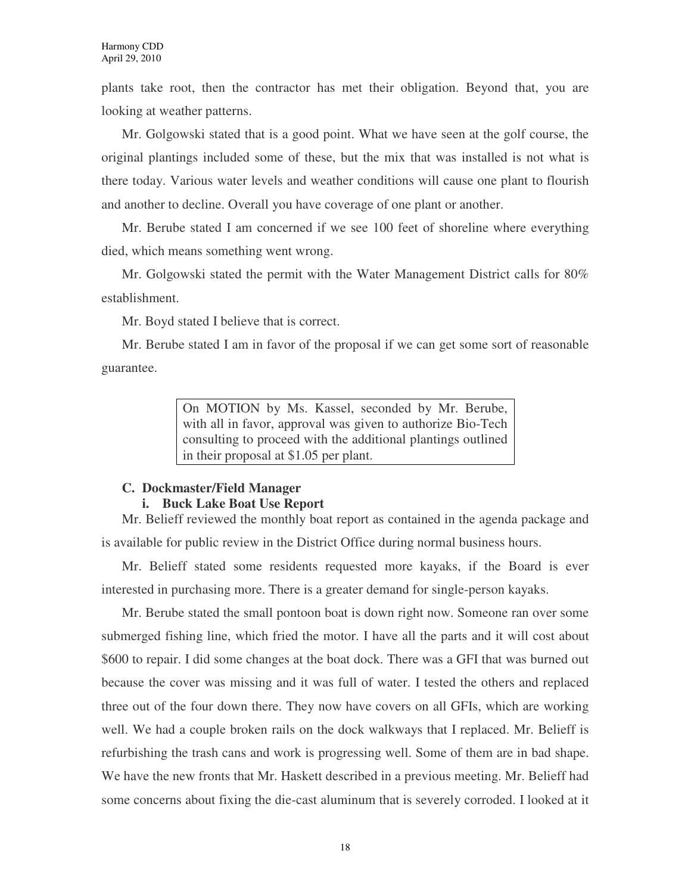plants take root, then the contractor has met their obligation. Beyond that, you are looking at weather patterns.

Mr. Golgowski stated that is a good point. What we have seen at the golf course, the original plantings included some of these, but the mix that was installed is not what is there today. Various water levels and weather conditions will cause one plant to flourish and another to decline. Overall you have coverage of one plant or another.

Mr. Berube stated I am concerned if we see 100 feet of shoreline where everything died, which means something went wrong.

Mr. Golgowski stated the permit with the Water Management District calls for 80% establishment.

Mr. Boyd stated I believe that is correct.

Mr. Berube stated I am in favor of the proposal if we can get some sort of reasonable guarantee.

> On MOTION by Ms. Kassel, seconded by Mr. Berube, with all in favor, approval was given to authorize Bio-Tech consulting to proceed with the additional plantings outlined in their proposal at $1.05 per plant.

**C. Dockmaster/Field Manager**

**i. Buck Lake Boat Use Report**

Mr. Belieff reviewed the monthly boat report as contained in the agenda package and is available for public review in the District Office during normal business hours.

Mr. Belieff stated some residents requested more kayaks, if the Board is ever interested in purchasing more. There is a greater demand for single-person kayaks.

Mr. Berube stated the small pontoon boat is down right now. Someone ran over some submerged fishing line, which fried the motor. I have all the parts and it will cost about $600 to repair. I did some changes at the boat dock. There was a GFI that was burned out because the cover was missing and it was full of water. I tested the others and replaced three out of the four down there. They now have covers on all GFIs, which are working well. We had a couple broken rails on the dock walkways that I replaced. Mr. Belieff is refurbishing the trash cans and work is progressing well. Some of them are in bad shape. We have the new fronts that Mr. Haskett described in a previous meeting. Mr. Belieff had some concerns about fixing the die-cast aluminum that is severely corroded. I looked at it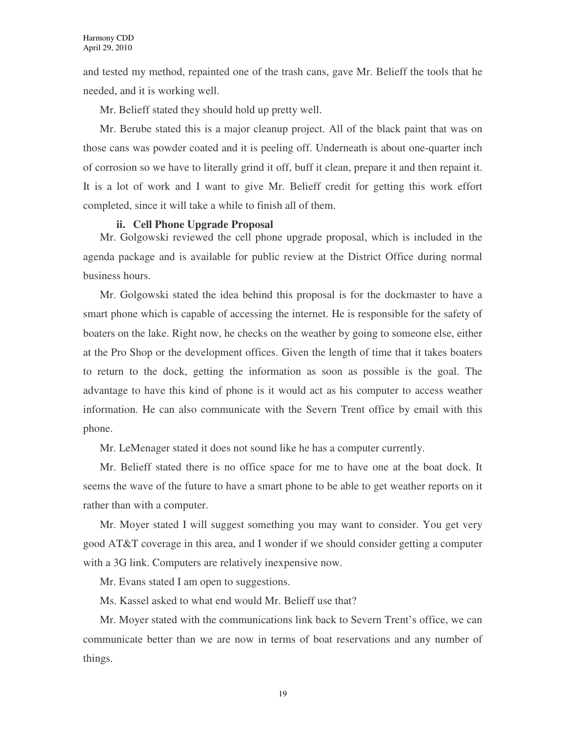and tested my method, repainted one of the trash cans, gave Mr. Belieff the tools that he needed, and it is working well.

Mr. Belieff stated they should hold up pretty well.

Mr. Berube stated this is a major cleanup project. All of the black paint that was on those cans was powder coated and it is peeling off. Underneath is about one-quarter inch of corrosion so we have to literally grind it off, buff it clean, prepare it and then repaint it. It is a lot of work and I want to give Mr. Belieff credit for getting this work effort completed, since it will take a while to finish all of them.

**ii. Cell Phone Upgrade Proposal**

Mr. Golgowski reviewed the cell phone upgrade proposal, which is included in the agenda package and is available for public review at the District Office during normal business hours.

Mr. Golgowski stated the idea behind this proposal is for the dockmaster to have a smart phone which is capable of accessing the internet. He is responsible for the safety of boaters on the lake. Right now, he checks on the weather by going to someone else, either at the Pro Shop or the development offices. Given the length of time that it takes boaters to return to the dock, getting the information as soon as possible is the goal. The advantage to have this kind of phone is it would act as his computer to access weather information. He can also communicate with the Severn Trent office by email with this phone.

Mr. LeMenager stated it does not sound like he has a computer currently.

Mr. Belieff stated there is no office space for me to have one at the boat dock. It seems the wave of the future to have a smart phone to be able to get weather reports on it rather than with a computer.

Mr. Moyer stated I will suggest something you may want to consider. You get very good AT&T coverage in this area, and I wonder if we should consider getting a computer with a 3G link. Computers are relatively inexpensive now.

Mr. Evans stated I am open to suggestions.

Ms. Kassel asked to what end would Mr. Belieff use that?

Mr. Moyer stated with the communications link back to Severn Trent's office, we can communicate better than we are now in terms of boat reservations and any number of things.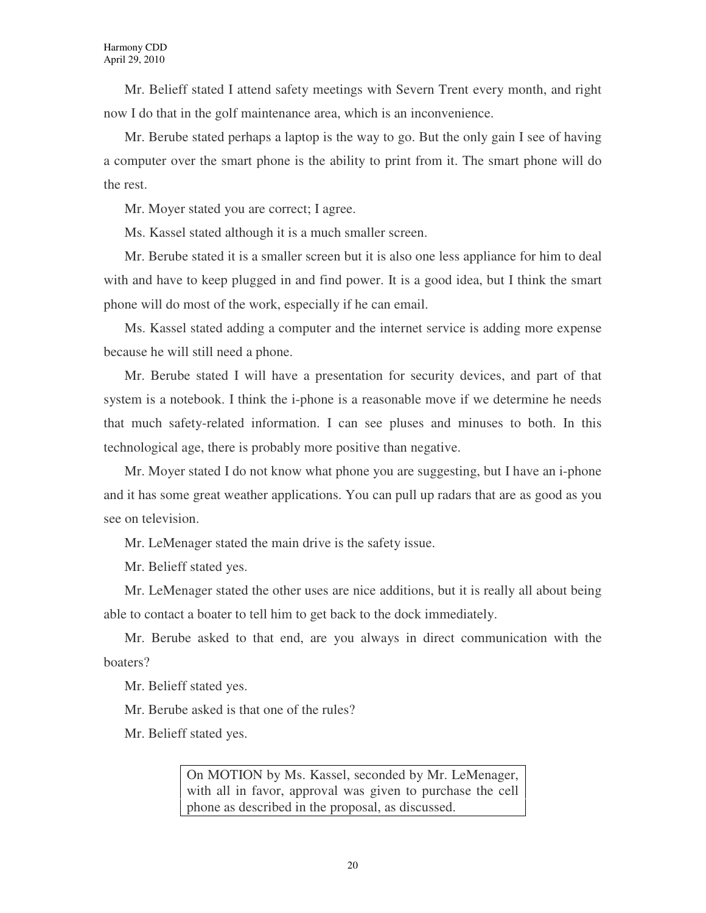Mr. Belieff stated I attend safety meetings with Severn Trent every month, and right now I do that in the golf maintenance area, which is an inconvenience.

Mr. Berube stated perhaps a laptop is the way to go. But the only gain I see of having a computer over the smart phone is the ability to print from it. The smart phone will do the rest.

Mr. Moyer stated you are correct; I agree.

Ms. Kassel stated although it is a much smaller screen.

Mr. Berube stated it is a smaller screen but it is also one less appliance for him to deal with and have to keep plugged in and find power. It is a good idea, but I think the smart phone will do most of the work, especially if he can email.

Ms. Kassel stated adding a computer and the internet service is adding more expense because he will still need a phone.

Mr. Berube stated I will have a presentation for security devices, and part of that system is a notebook. I think the i-phone is a reasonable move if we determine he needs that much safety-related information. I can see pluses and minuses to both. In this technological age, there is probably more positive than negative.

Mr. Moyer stated I do not know what phone you are suggesting, but I have an i-phone and it has some great weather applications. You can pull up radars that are as good as you see on television.

Mr. LeMenager stated the main drive is the safety issue.

Mr. Belieff stated yes.

Mr. LeMenager stated the other uses are nice additions, but it is really all about being able to contact a boater to tell him to get back to the dock immediately.

Mr. Berube asked to that end, are you always in direct communication with the boaters?

Mr. Belieff stated yes.

Mr. Berube asked is that one of the rules?

Mr. Belieff stated yes.

> On MOTION by Ms. Kassel, seconded by Mr. LeMenager, with all in favor, approval was given to purchase the cell phone as described in the proposal, as discussed.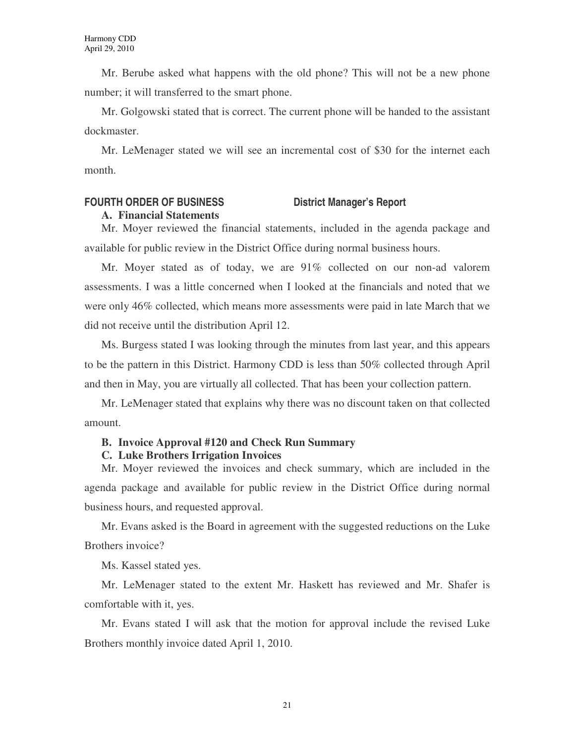Mr. Berube asked what happens with the old phone? This will not be a new phone number; it will transferred to the smart phone.

Mr. Golgowski stated that is correct. The current phone will be handed to the assistant dockmaster.

Mr. LeMenager stated we will see an incremental cost of $30 for the internet each month.

## FOURTH ORDER OF BUSINESS District Manager's Report

### A. Financial Statements

Mr. Moyer reviewed the financial statements, included in the agenda package and available for public review in the District Office during normal business hours.

Mr. Moyer stated as of today, we are 91% collected on our non-ad valorem assessments. I was a little concerned when I looked at the financials and noted that we were only 46% collected, which means more assessments were paid in late March that we did not receive until the distribution April 12.

Ms. Burgess stated I was looking through the minutes from last year, and this appears to be the pattern in this District. Harmony CDD is less than 50% collected through April and then in May, you are virtually all collected. That has been your collection pattern.

Mr. LeMenager stated that explains why there was no discount taken on that collected amount.

### B. Invoice Approval #120 and Check Run Summary

### C. Luke Brothers Irrigation Invoices

Mr. Moyer reviewed the invoices and check summary, which are included in the agenda package and available for public review in the District Office during normal business hours, and requested approval.

Mr. Evans asked is the Board in agreement with the suggested reductions on the Luke Brothers invoice?

Ms. Kassel stated yes.

Mr. LeMenager stated to the extent Mr. Haskett has reviewed and Mr. Shafer is comfortable with it, yes.

Mr. Evans stated I will ask that the motion for approval include the revised Luke Brothers monthly invoice dated April 1, 2010.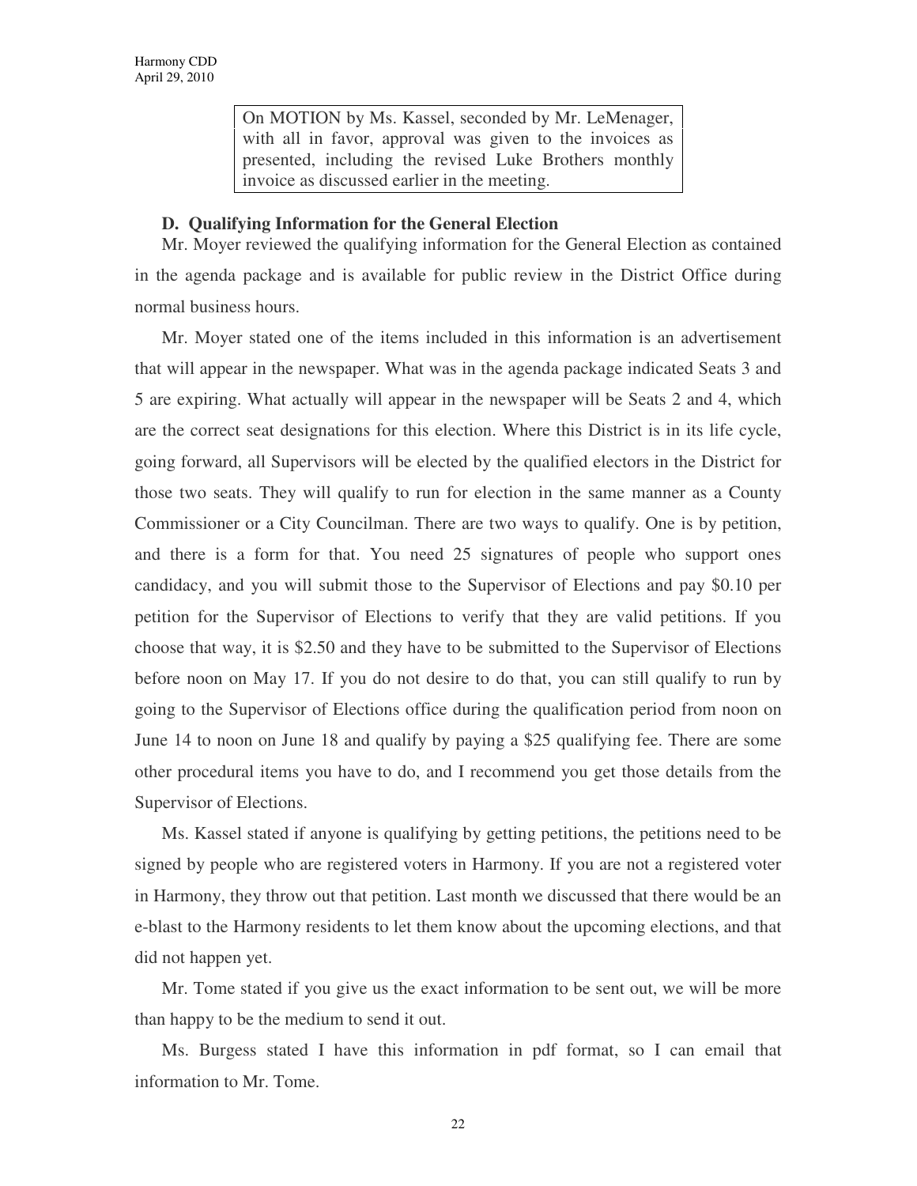On MOTION by Ms. Kassel, seconded by Mr. LeMenager, with all in favor, approval was given to the invoices as presented, including the revised Luke Brothers monthly invoice as discussed earlier in the meeting.

**D. Qualifying Information for the General Election**

Mr. Moyer reviewed the qualifying information for the General Election as contained in the agenda package and is available for public review in the District Office during normal business hours.

Mr. Moyer stated one of the items included in this information is an advertisement that will appear in the newspaper. What was in the agenda package indicated Seats 3 and 5 are expiring. What actually will appear in the newspaper will be Seats 2 and 4, which are the correct seat designations for this election. Where this District is in its life cycle, going forward, all Supervisors will be elected by the qualified electors in the District for those two seats. They will qualify to run for election in the same manner as a County Commissioner or a City Councilman. There are two ways to qualify. One is by petition, and there is a form for that. You need 25 signatures of people who support ones candidacy, and you will submit those to the Supervisor of Elections and pay $0.10 per petition for the Supervisor of Elections to verify that they are valid petitions. If you choose that way, it is $2.50 and they have to be submitted to the Supervisor of Elections before noon on May 17. If you do not desire to do that, you can still qualify to run by going to the Supervisor of Elections office during the qualification period from noon on June 14 to noon on June 18 and qualify by paying a $25 qualifying fee. There are some other procedural items you have to do, and I recommend you get those details from the Supervisor of Elections.

Ms. Kassel stated if anyone is qualifying by getting petitions, the petitions need to be signed by people who are registered voters in Harmony. If you are not a registered voter in Harmony, they throw out that petition. Last month we discussed that there would be an e-blast to the Harmony residents to let them know about the upcoming elections, and that did not happen yet.

Mr. Tome stated if you give us the exact information to be sent out, we will be more than happy to be the medium to send it out.

Ms. Burgess stated I have this information in pdf format, so I can email that information to Mr. Tome.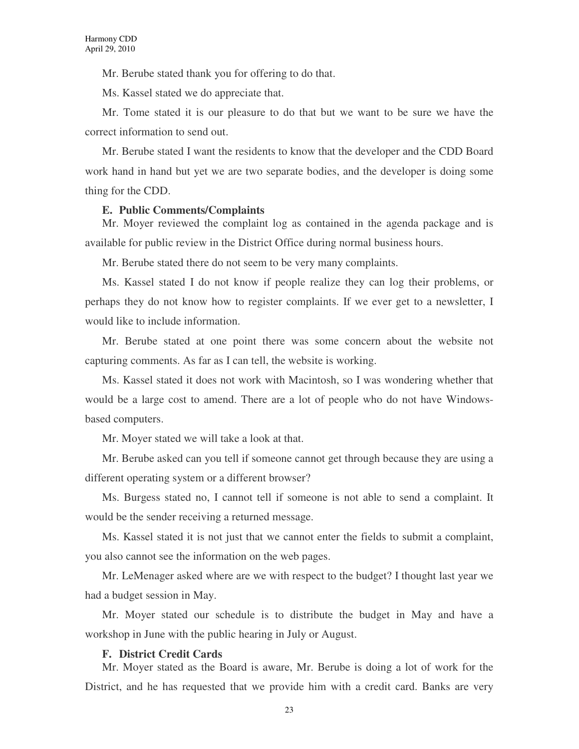Mr. Berube stated thank you for offering to do that.

Ms. Kassel stated we do appreciate that.

Mr. Tome stated it is our pleasure to do that but we want to be sure we have the correct information to send out.

Mr. Berube stated I want the residents to know that the developer and the CDD Board work hand in hand but yet we are two separate bodies, and the developer is doing some thing for the CDD.

**E. Public Comments/Complaints**

Mr. Moyer reviewed the complaint log as contained in the agenda package and is available for public review in the District Office during normal business hours.

Mr. Berube stated there do not seem to be very many complaints.

Ms. Kassel stated I do not know if people realize they can log their problems, or perhaps they do not know how to register complaints. If we ever get to a newsletter, I would like to include information.

Mr. Berube stated at one point there was some concern about the website not capturing comments. As far as I can tell, the website is working.

Ms. Kassel stated it does not work with Macintosh, so I was wondering whether that would be a large cost to amend. There are a lot of people who do not have Windows-based computers.

Mr. Moyer stated we will take a look at that.

Mr. Berube asked can you tell if someone cannot get through because they are using a different operating system or a different browser?

Ms. Burgess stated no, I cannot tell if someone is not able to send a complaint. It would be the sender receiving a returned message.

Ms. Kassel stated it is not just that we cannot enter the fields to submit a complaint, you also cannot see the information on the web pages.

Mr. LeMenager asked where are we with respect to the budget? I thought last year we had a budget session in May.

Mr. Moyer stated our schedule is to distribute the budget in May and have a workshop in June with the public hearing in July or August.

**F. District Credit Cards**

Mr. Moyer stated as the Board is aware, Mr. Berube is doing a lot of work for the District, and he has requested that we provide him with a credit card. Banks are very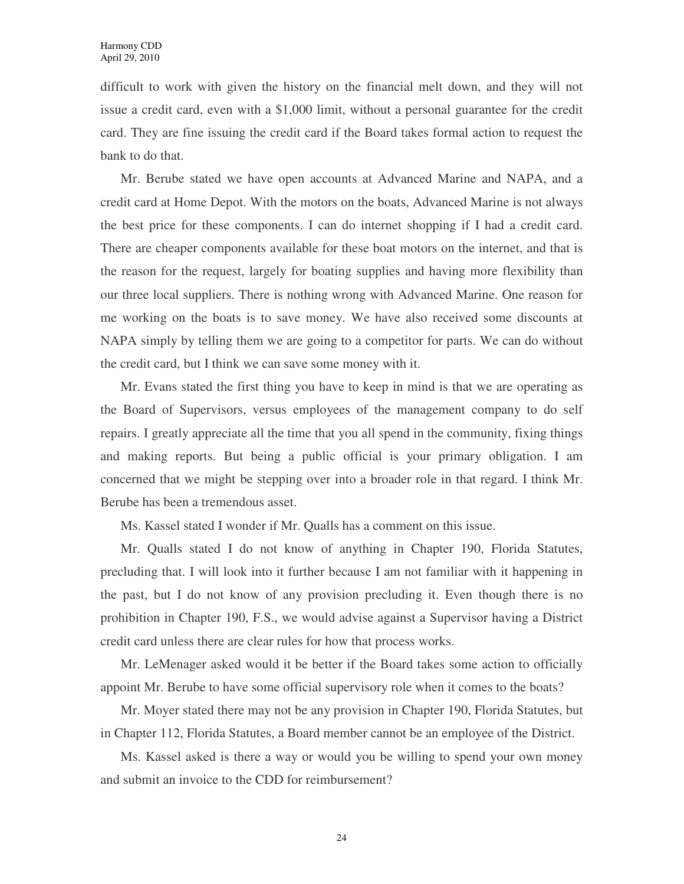difficult to work with given the history on the financial melt down, and they will not issue a credit card, even with a $1,000 limit, without a personal guarantee for the credit card. They are fine issuing the credit card if the Board takes formal action to request the bank to do that.

Mr. Berube stated we have open accounts at Advanced Marine and NAPA, and a credit card at Home Depot. With the motors on the boats, Advanced Marine is not always the best price for these components. I can do internet shopping if I had a credit card. There are cheaper components available for these boat motors on the internet, and that is the reason for the request, largely for boating supplies and having more flexibility than our three local suppliers. There is nothing wrong with Advanced Marine. One reason for me working on the boats is to save money. We have also received some discounts at NAPA simply by telling them we are going to a competitor for parts. We can do without the credit card, but I think we can save some money with it.

Mr. Evans stated the first thing you have to keep in mind is that we are operating as the Board of Supervisors, versus employees of the management company to do self repairs. I greatly appreciate all the time that you all spend in the community, fixing things and making reports. But being a public official is your primary obligation. I am concerned that we might be stepping over into a broader role in that regard. I think Mr. Berube has been a tremendous asset.

Ms. Kassel stated I wonder if Mr. Qualls has a comment on this issue.

Mr. Qualls stated I do not know of anything in Chapter 190, Florida Statutes, precluding that. I will look into it further because I am not familiar with it happening in the past, but I do not know of any provision precluding it. Even though there is no prohibition in Chapter 190, F.S., we would advise against a Supervisor having a District credit card unless there are clear rules for how that process works.

Mr. LeMenager asked would it be better if the Board takes some action to officially appoint Mr. Berube to have some official supervisory role when it comes to the boats?

Mr. Moyer stated there may not be any provision in Chapter 190, Florida Statutes, but in Chapter 112, Florida Statutes, a Board member cannot be an employee of the District.

Ms. Kassel asked is there a way or would you be willing to spend your own money and submit an invoice to the CDD for reimbursement?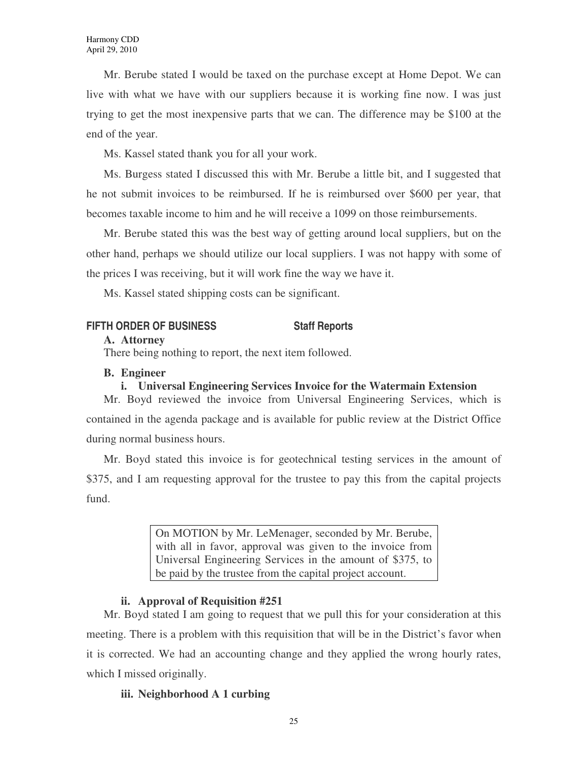Mr. Berube stated I would be taxed on the purchase except at Home Depot. We can live with what we have with our suppliers because it is working fine now. I was just trying to get the most inexpensive parts that we can. The difference may be $100 at the end of the year.

Ms. Kassel stated thank you for all your work.

Ms. Burgess stated I discussed this with Mr. Berube a little bit, and I suggested that he not submit invoices to be reimbursed. If he is reimbursed over $600 per year, that becomes taxable income to him and he will receive a 1099 on those reimbursements.

Mr. Berube stated this was the best way of getting around local suppliers, but on the other hand, perhaps we should utilize our local suppliers. I was not happy with some of the prices I was receiving, but it will work fine the way we have it.

Ms. Kassel stated shipping costs can be significant.

## FIFTH ORDER OF BUSINESS — Staff Reports

**A. Attorney**

There being nothing to report, the next item followed.

**B. Engineer**

**i. Universal Engineering Services Invoice for the Watermain Extension**

Mr. Boyd reviewed the invoice from Universal Engineering Services, which is contained in the agenda package and is available for public review at the District Office during normal business hours.

Mr. Boyd stated this invoice is for geotechnical testing services in the amount of $375, and I am requesting approval for the trustee to pay this from the capital projects fund.

> On MOTION by Mr. LeMenager, seconded by Mr. Berube, with all in favor, approval was given to the invoice from Universal Engineering Services in the amount of $375, to be paid by the trustee from the capital project account.

**ii. Approval of Requisition #251**

Mr. Boyd stated I am going to request that we pull this for your consideration at this meeting. There is a problem with this requisition that will be in the District's favor when it is corrected. We had an accounting change and they applied the wrong hourly rates, which I missed originally.

**iii. Neighborhood A 1 curbing**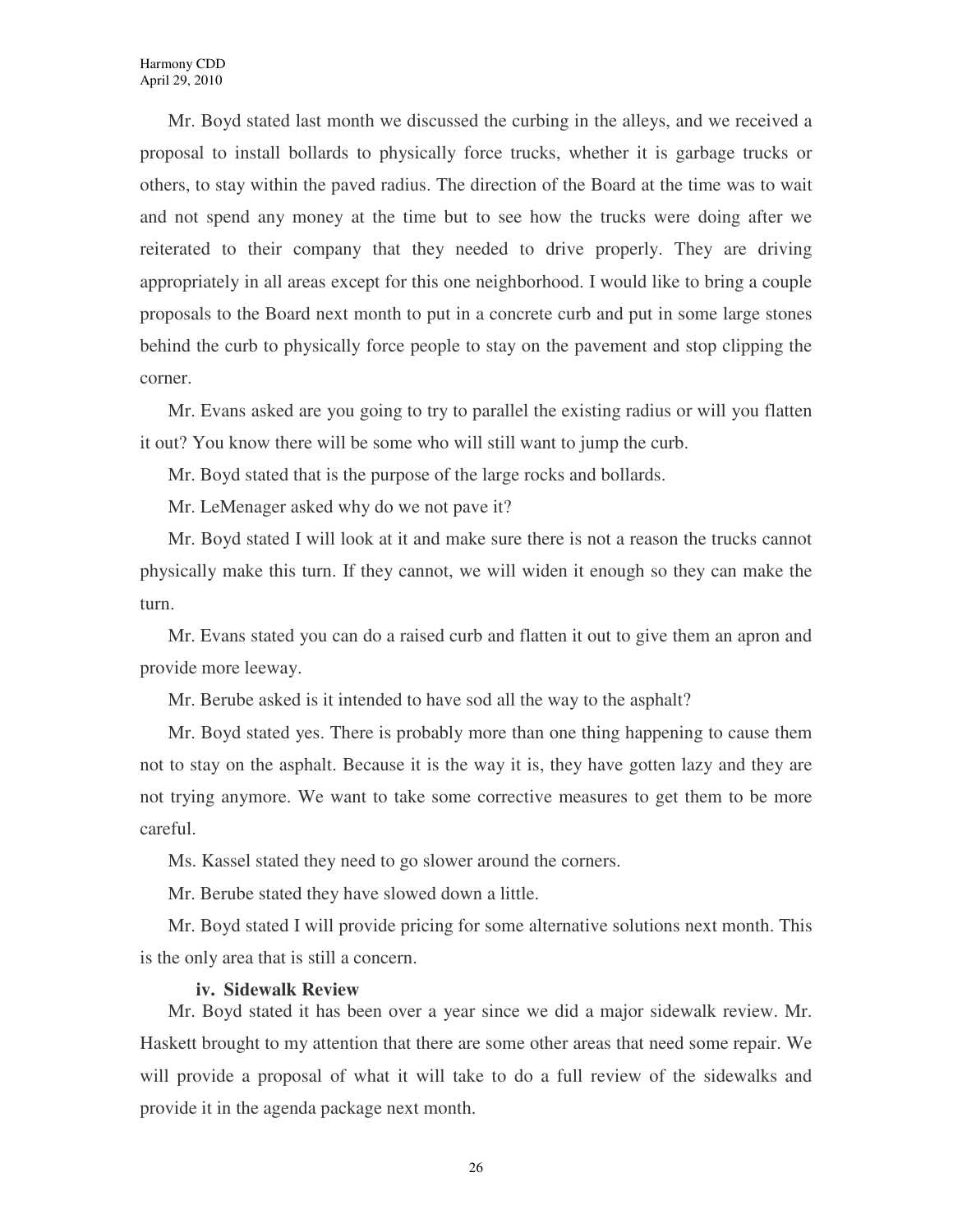Mr. Boyd stated last month we discussed the curbing in the alleys, and we received a proposal to install bollards to physically force trucks, whether it is garbage trucks or others, to stay within the paved radius. The direction of the Board at the time was to wait and not spend any money at the time but to see how the trucks were doing after we reiterated to their company that they needed to drive properly. They are driving appropriately in all areas except for this one neighborhood. I would like to bring a couple proposals to the Board next month to put in a concrete curb and put in some large stones behind the curb to physically force people to stay on the pavement and stop clipping the corner.

Mr. Evans asked are you going to try to parallel the existing radius or will you flatten it out? You know there will be some who will still want to jump the curb.

Mr. Boyd stated that is the purpose of the large rocks and bollards.

Mr. LeMenager asked why do we not pave it?

Mr. Boyd stated I will look at it and make sure there is not a reason the trucks cannot physically make this turn. If they cannot, we will widen it enough so they can make the turn.

Mr. Evans stated you can do a raised curb and flatten it out to give them an apron and provide more leeway.

Mr. Berube asked is it intended to have sod all the way to the asphalt?

Mr. Boyd stated yes. There is probably more than one thing happening to cause them not to stay on the asphalt. Because it is the way it is, they have gotten lazy and they are not trying anymore. We want to take some corrective measures to get them to be more careful.

Ms. Kassel stated they need to go slower around the corners.

Mr. Berube stated they have slowed down a little.

Mr. Boyd stated I will provide pricing for some alternative solutions next month. This is the only area that is still a concern.

**iv. Sidewalk Review**

Mr. Boyd stated it has been over a year since we did a major sidewalk review. Mr. Haskett brought to my attention that there are some other areas that need some repair. We will provide a proposal of what it will take to do a full review of the sidewalks and provide it in the agenda package next month.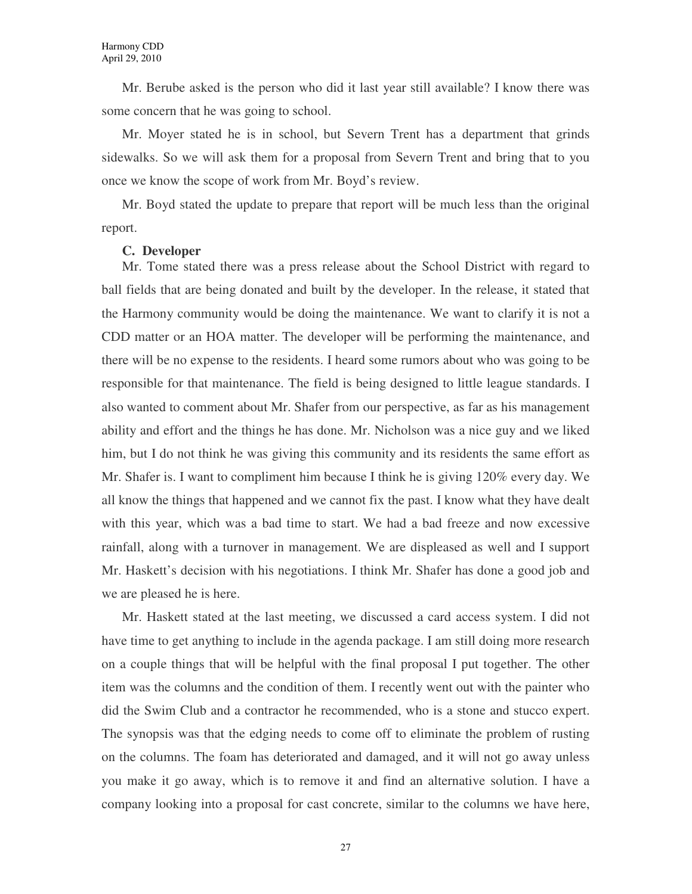Mr. Berube asked is the person who did it last year still available? I know there was some concern that he was going to school.

Mr. Moyer stated he is in school, but Severn Trent has a department that grinds sidewalks. So we will ask them for a proposal from Severn Trent and bring that to you once we know the scope of work from Mr. Boyd's review.

Mr. Boyd stated the update to prepare that report will be much less than the original report.

**C. Developer**

Mr. Tome stated there was a press release about the School District with regard to ball fields that are being donated and built by the developer. In the release, it stated that the Harmony community would be doing the maintenance. We want to clarify it is not a CDD matter or an HOA matter. The developer will be performing the maintenance, and there will be no expense to the residents. I heard some rumors about who was going to be responsible for that maintenance. The field is being designed to little league standards. I also wanted to comment about Mr. Shafer from our perspective, as far as his management ability and effort and the things he has done. Mr. Nicholson was a nice guy and we liked him, but I do not think he was giving this community and its residents the same effort as Mr. Shafer is. I want to compliment him because I think he is giving 120% every day. We all know the things that happened and we cannot fix the past. I know what they have dealt with this year, which was a bad time to start. We had a bad freeze and now excessive rainfall, along with a turnover in management. We are displeased as well and I support Mr. Haskett's decision with his negotiations. I think Mr. Shafer has done a good job and we are pleased he is here.

Mr. Haskett stated at the last meeting, we discussed a card access system. I did not have time to get anything to include in the agenda package. I am still doing more research on a couple things that will be helpful with the final proposal I put together. The other item was the columns and the condition of them. I recently went out with the painter who did the Swim Club and a contractor he recommended, who is a stone and stucco expert. The synopsis was that the edging needs to come off to eliminate the problem of rusting on the columns. The foam has deteriorated and damaged, and it will not go away unless you make it go away, which is to remove it and find an alternative solution. I have a company looking into a proposal for cast concrete, similar to the columns we have here,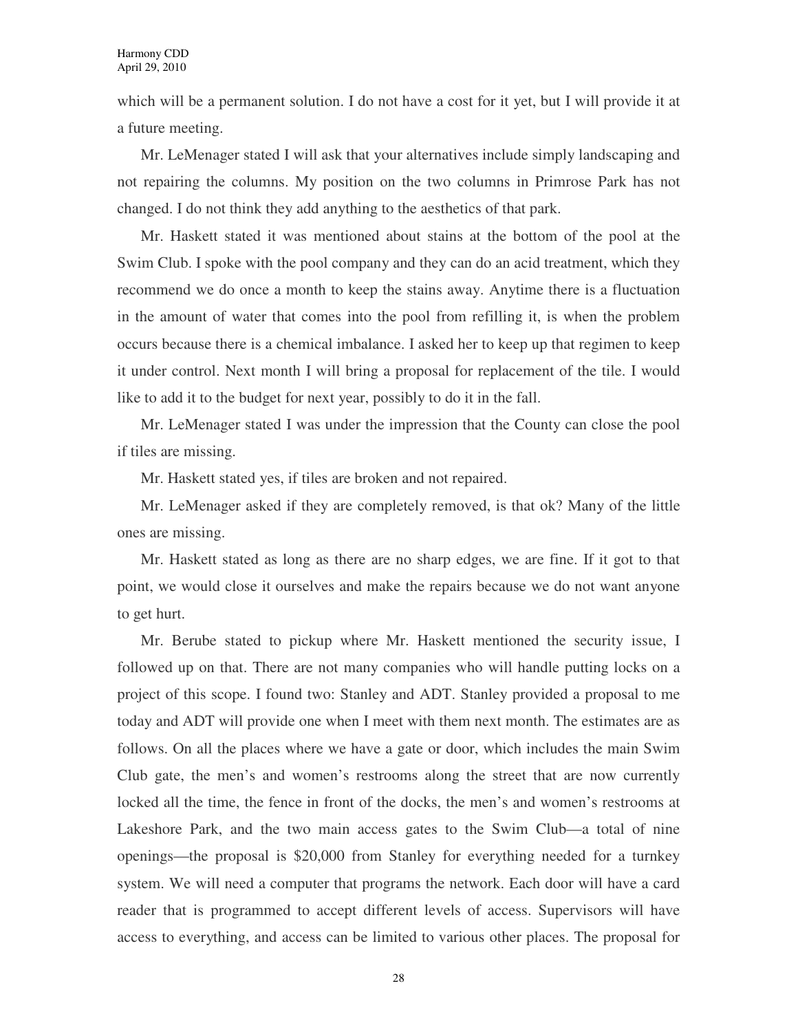which will be a permanent solution. I do not have a cost for it yet, but I will provide it at a future meeting.

Mr. LeMenager stated I will ask that your alternatives include simply landscaping and not repairing the columns. My position on the two columns in Primrose Park has not changed. I do not think they add anything to the aesthetics of that park.

Mr. Haskett stated it was mentioned about stains at the bottom of the pool at the Swim Club. I spoke with the pool company and they can do an acid treatment, which they recommend we do once a month to keep the stains away. Anytime there is a fluctuation in the amount of water that comes into the pool from refilling it, is when the problem occurs because there is a chemical imbalance. I asked her to keep up that regimen to keep it under control. Next month I will bring a proposal for replacement of the tile. I would like to add it to the budget for next year, possibly to do it in the fall.

Mr. LeMenager stated I was under the impression that the County can close the pool if tiles are missing.

Mr. Haskett stated yes, if tiles are broken and not repaired.

Mr. LeMenager asked if they are completely removed, is that ok? Many of the little ones are missing.

Mr. Haskett stated as long as there are no sharp edges, we are fine. If it got to that point, we would close it ourselves and make the repairs because we do not want anyone to get hurt.

Mr. Berube stated to pickup where Mr. Haskett mentioned the security issue, I followed up on that. There are not many companies who will handle putting locks on a project of this scope. I found two: Stanley and ADT. Stanley provided a proposal to me today and ADT will provide one when I meet with them next month. The estimates are as follows. On all the places where we have a gate or door, which includes the main Swim Club gate, the men's and women's restrooms along the street that are now currently locked all the time, the fence in front of the docks, the men's and women's restrooms at Lakeshore Park, and the two main access gates to the Swim Club—a total of nine openings—the proposal is $20,000 from Stanley for everything needed for a turnkey system. We will need a computer that programs the network. Each door will have a card reader that is programmed to accept different levels of access. Supervisors will have access to everything, and access can be limited to various other places. The proposal for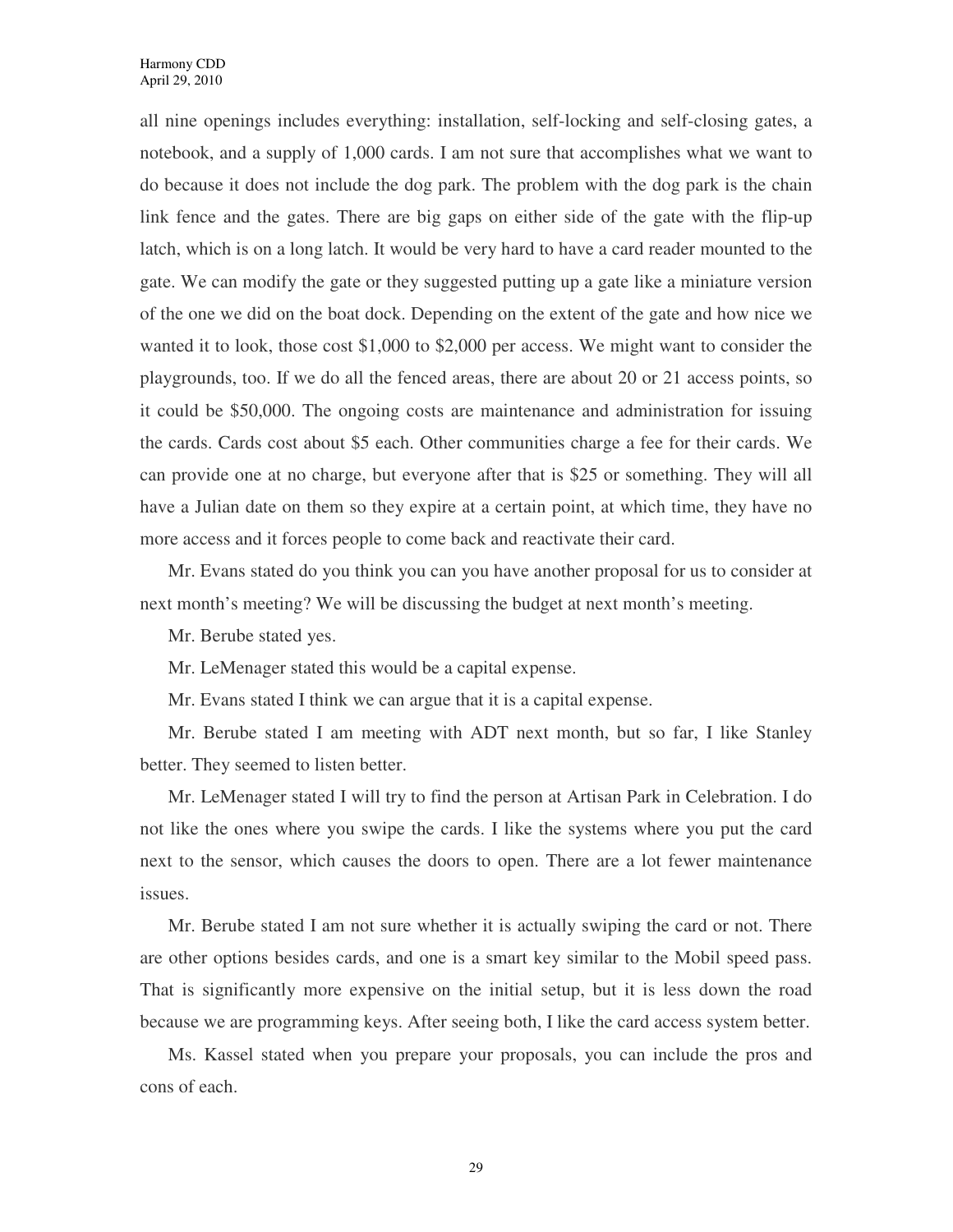all nine openings includes everything: installation, self-locking and self-closing gates, a notebook, and a supply of 1,000 cards. I am not sure that accomplishes what we want to do because it does not include the dog park. The problem with the dog park is the chain link fence and the gates. There are big gaps on either side of the gate with the flip-up latch, which is on a long latch. It would be very hard to have a card reader mounted to the gate. We can modify the gate or they suggested putting up a gate like a miniature version of the one we did on the boat dock. Depending on the extent of the gate and how nice we wanted it to look, those cost $1,000 to $2,000 per access. We might want to consider the playgrounds, too. If we do all the fenced areas, there are about 20 or 21 access points, so it could be $50,000. The ongoing costs are maintenance and administration for issuing the cards. Cards cost about $5 each. Other communities charge a fee for their cards. We can provide one at no charge, but everyone after that is $25 or something. They will all have a Julian date on them so they expire at a certain point, at which time, they have no more access and it forces people to come back and reactivate their card.

Mr. Evans stated do you think you can you have another proposal for us to consider at next month's meeting? We will be discussing the budget at next month's meeting.

Mr. Berube stated yes.

Mr. LeMenager stated this would be a capital expense.

Mr. Evans stated I think we can argue that it is a capital expense.

Mr. Berube stated I am meeting with ADT next month, but so far, I like Stanley better. They seemed to listen better.

Mr. LeMenager stated I will try to find the person at Artisan Park in Celebration. I do not like the ones where you swipe the cards. I like the systems where you put the card next to the sensor, which causes the doors to open. There are a lot fewer maintenance issues.

Mr. Berube stated I am not sure whether it is actually swiping the card or not. There are other options besides cards, and one is a smart key similar to the Mobil speed pass. That is significantly more expensive on the initial setup, but it is less down the road because we are programming keys. After seeing both, I like the card access system better.

Ms. Kassel stated when you prepare your proposals, you can include the pros and cons of each.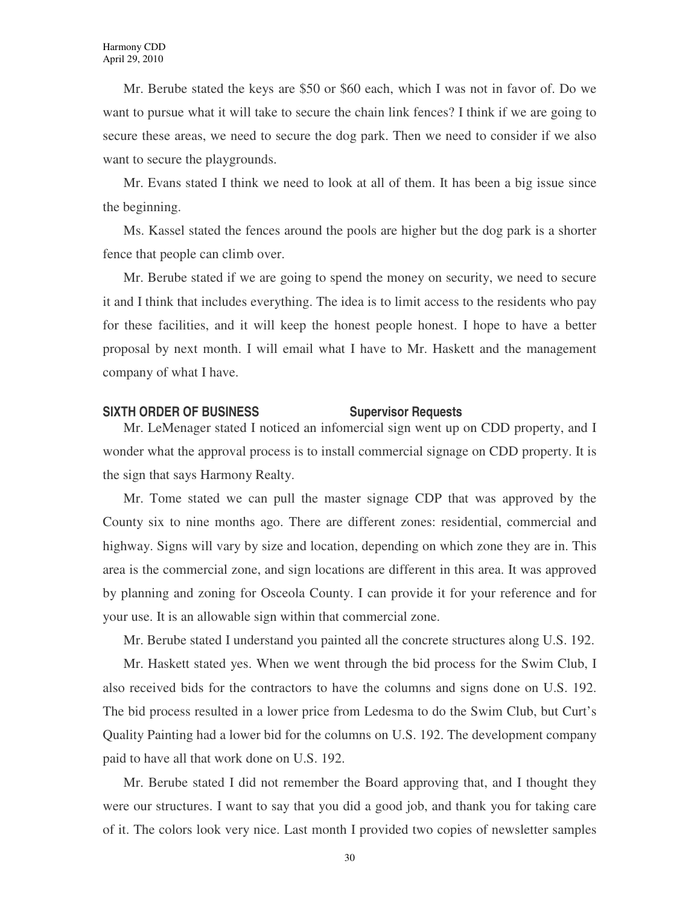Mr. Berube stated the keys are $50 or $60 each, which I was not in favor of. Do we want to pursue what it will take to secure the chain link fences? I think if we are going to secure these areas, we need to secure the dog park. Then we need to consider if we also want to secure the playgrounds.

Mr. Evans stated I think we need to look at all of them. It has been a big issue since the beginning.

Ms. Kassel stated the fences around the pools are higher but the dog park is a shorter fence that people can climb over.

Mr. Berube stated if we are going to spend the money on security, we need to secure it and I think that includes everything. The idea is to limit access to the residents who pay for these facilities, and it will keep the honest people honest. I hope to have a better proposal by next month. I will email what I have to Mr. Haskett and the management company of what I have.

**SIXTH ORDER OF BUSINESS Supervisor Requests**

Mr. LeMenager stated I noticed an infomercial sign went up on CDD property, and I wonder what the approval process is to install commercial signage on CDD property. It is the sign that says Harmony Realty.

Mr. Tome stated we can pull the master signage CDP that was approved by the County six to nine months ago. There are different zones: residential, commercial and highway. Signs will vary by size and location, depending on which zone they are in. This area is the commercial zone, and sign locations are different in this area. It was approved by planning and zoning for Osceola County. I can provide it for your reference and for your use. It is an allowable sign within that commercial zone.

Mr. Berube stated I understand you painted all the concrete structures along U.S. 192.

Mr. Haskett stated yes. When we went through the bid process for the Swim Club, I also received bids for the contractors to have the columns and signs done on U.S. 192. The bid process resulted in a lower price from Ledesma to do the Swim Club, but Curt's Quality Painting had a lower bid for the columns on U.S. 192. The development company paid to have all that work done on U.S. 192.

Mr. Berube stated I did not remember the Board approving that, and I thought they were our structures. I want to say that you did a good job, and thank you for taking care of it. The colors look very nice. Last month I provided two copies of newsletter samples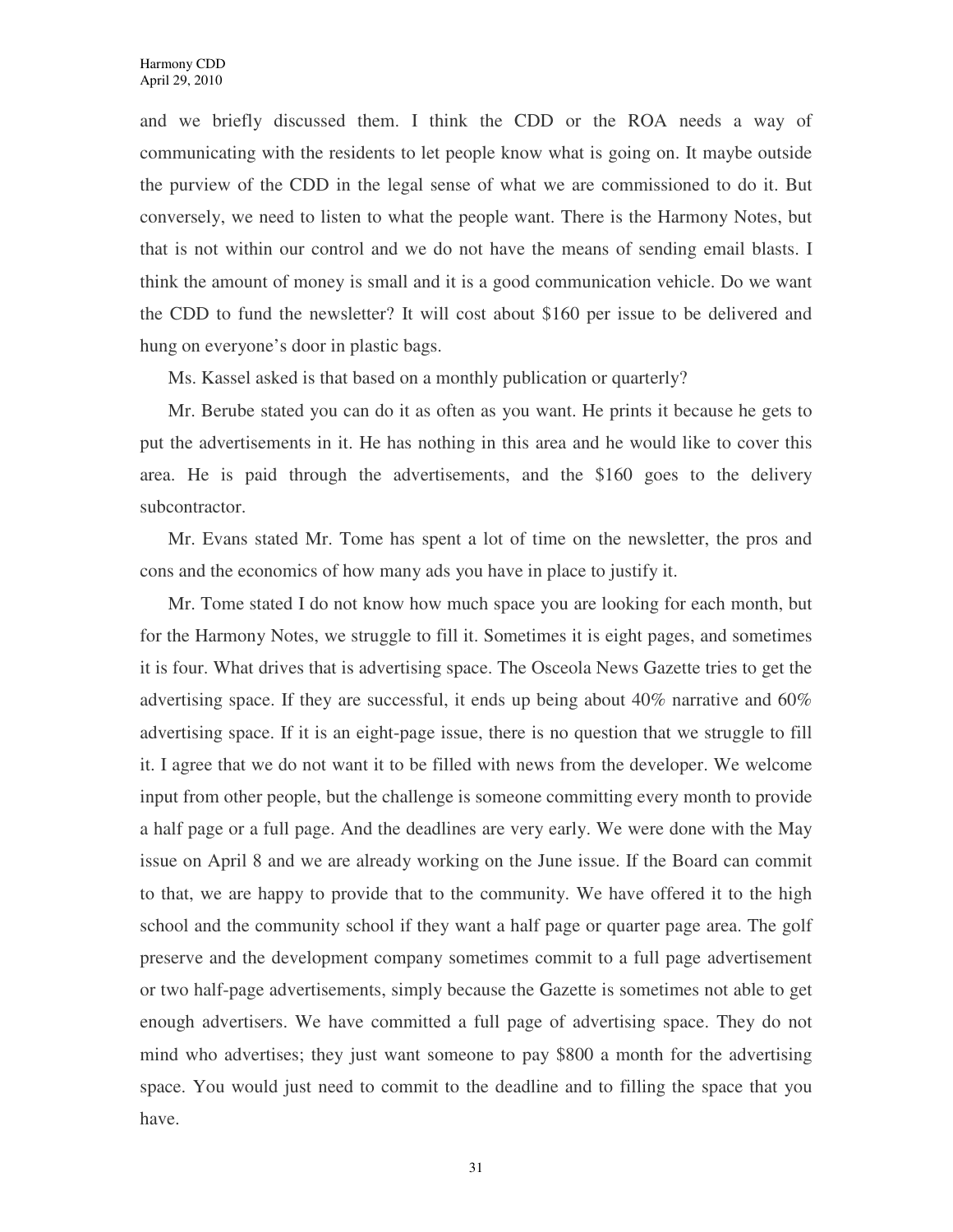and we briefly discussed them. I think the CDD or the ROA needs a way of communicating with the residents to let people know what is going on. It maybe outside the purview of the CDD in the legal sense of what we are commissioned to do it. But conversely, we need to listen to what the people want. There is the Harmony Notes, but that is not within our control and we do not have the means of sending email blasts. I think the amount of money is small and it is a good communication vehicle. Do we want the CDD to fund the newsletter? It will cost about $160 per issue to be delivered and hung on everyone's door in plastic bags.

Ms. Kassel asked is that based on a monthly publication or quarterly?

Mr. Berube stated you can do it as often as you want. He prints it because he gets to put the advertisements in it. He has nothing in this area and he would like to cover this area. He is paid through the advertisements, and the $160 goes to the delivery subcontractor.

Mr. Evans stated Mr. Tome has spent a lot of time on the newsletter, the pros and cons and the economics of how many ads you have in place to justify it.

Mr. Tome stated I do not know how much space you are looking for each month, but for the Harmony Notes, we struggle to fill it. Sometimes it is eight pages, and sometimes it is four. What drives that is advertising space. The Osceola News Gazette tries to get the advertising space. If they are successful, it ends up being about 40% narrative and 60% advertising space. If it is an eight-page issue, there is no question that we struggle to fill it. I agree that we do not want it to be filled with news from the developer. We welcome input from other people, but the challenge is someone committing every month to provide a half page or a full page. And the deadlines are very early. We were done with the May issue on April 8 and we are already working on the June issue. If the Board can commit to that, we are happy to provide that to the community. We have offered it to the high school and the community school if they want a half page or quarter page area. The golf preserve and the development company sometimes commit to a full page advertisement or two half-page advertisements, simply because the Gazette is sometimes not able to get enough advertisers. We have committed a full page of advertising space. They do not mind who advertises; they just want someone to pay $800 a month for the advertising space. You would just need to commit to the deadline and to filling the space that you have.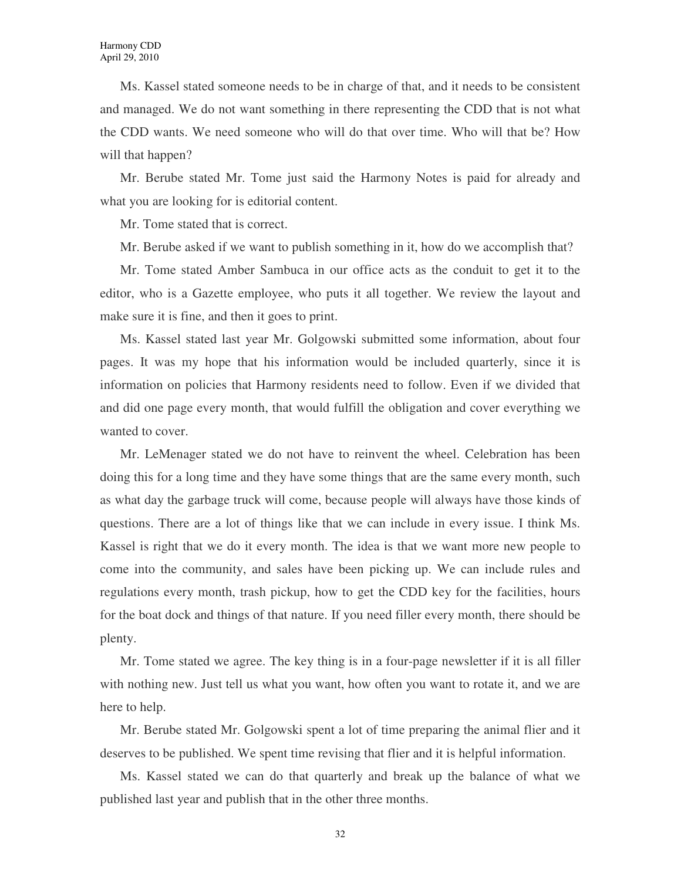Ms. Kassel stated someone needs to be in charge of that, and it needs to be consistent and managed. We do not want something in there representing the CDD that is not what the CDD wants. We need someone who will do that over time. Who will that be? How will that happen?

Mr. Berube stated Mr. Tome just said the Harmony Notes is paid for already and what you are looking for is editorial content.

Mr. Tome stated that is correct.

Mr. Berube asked if we want to publish something in it, how do we accomplish that?

Mr. Tome stated Amber Sambuca in our office acts as the conduit to get it to the editor, who is a Gazette employee, who puts it all together. We review the layout and make sure it is fine, and then it goes to print.

Ms. Kassel stated last year Mr. Golgowski submitted some information, about four pages. It was my hope that his information would be included quarterly, since it is information on policies that Harmony residents need to follow. Even if we divided that and did one page every month, that would fulfill the obligation and cover everything we wanted to cover.

Mr. LeMenager stated we do not have to reinvent the wheel. Celebration has been doing this for a long time and they have some things that are the same every month, such as what day the garbage truck will come, because people will always have those kinds of questions. There are a lot of things like that we can include in every issue. I think Ms. Kassel is right that we do it every month. The idea is that we want more new people to come into the community, and sales have been picking up. We can include rules and regulations every month, trash pickup, how to get the CDD key for the facilities, hours for the boat dock and things of that nature. If you need filler every month, there should be plenty.

Mr. Tome stated we agree. The key thing is in a four-page newsletter if it is all filler with nothing new. Just tell us what you want, how often you want to rotate it, and we are here to help.

Mr. Berube stated Mr. Golgowski spent a lot of time preparing the animal flier and it deserves to be published. We spent time revising that flier and it is helpful information.

Ms. Kassel stated we can do that quarterly and break up the balance of what we published last year and publish that in the other three months.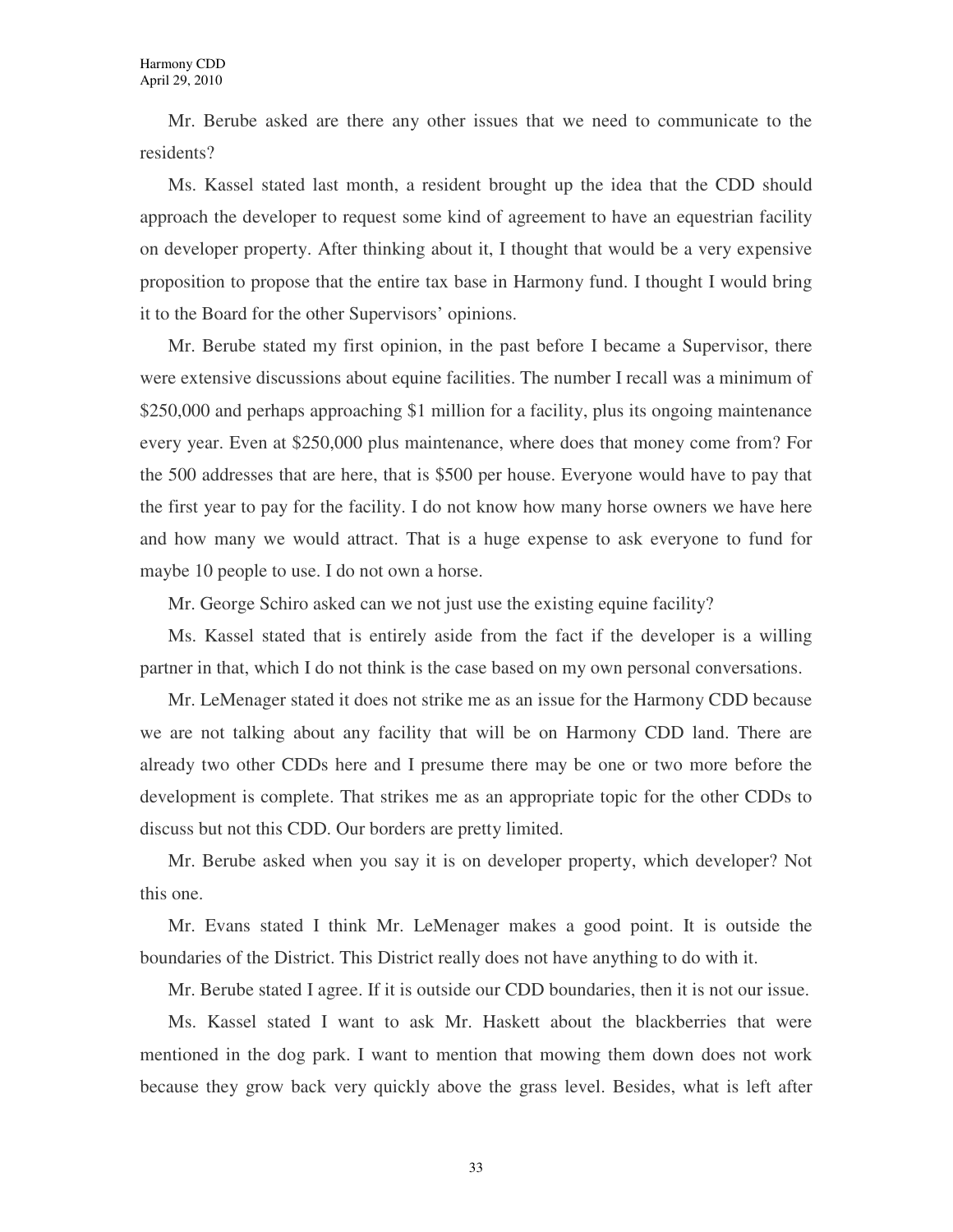Mr. Berube asked are there any other issues that we need to communicate to the residents?

Ms. Kassel stated last month, a resident brought up the idea that the CDD should approach the developer to request some kind of agreement to have an equestrian facility on developer property. After thinking about it, I thought that would be a very expensive proposition to propose that the entire tax base in Harmony fund. I thought I would bring it to the Board for the other Supervisors' opinions.

Mr. Berube stated my first opinion, in the past before I became a Supervisor, there were extensive discussions about equine facilities. The number I recall was a minimum of $250,000 and perhaps approaching $1 million for a facility, plus its ongoing maintenance every year. Even at $250,000 plus maintenance, where does that money come from? For the 500 addresses that are here, that is $500 per house. Everyone would have to pay that the first year to pay for the facility. I do not know how many horse owners we have here and how many we would attract. That is a huge expense to ask everyone to fund for maybe 10 people to use. I do not own a horse.

Mr. George Schiro asked can we not just use the existing equine facility?

Ms. Kassel stated that is entirely aside from the fact if the developer is a willing partner in that, which I do not think is the case based on my own personal conversations.

Mr. LeMenager stated it does not strike me as an issue for the Harmony CDD because we are not talking about any facility that will be on Harmony CDD land. There are already two other CDDs here and I presume there may be one or two more before the development is complete. That strikes me as an appropriate topic for the other CDDs to discuss but not this CDD. Our borders are pretty limited.

Mr. Berube asked when you say it is on developer property, which developer? Not this one.

Mr. Evans stated I think Mr. LeMenager makes a good point. It is outside the boundaries of the District. This District really does not have anything to do with it.

Mr. Berube stated I agree. If it is outside our CDD boundaries, then it is not our issue.

Ms. Kassel stated I want to ask Mr. Haskett about the blackberries that were mentioned in the dog park. I want to mention that mowing them down does not work because they grow back very quickly above the grass level. Besides, what is left after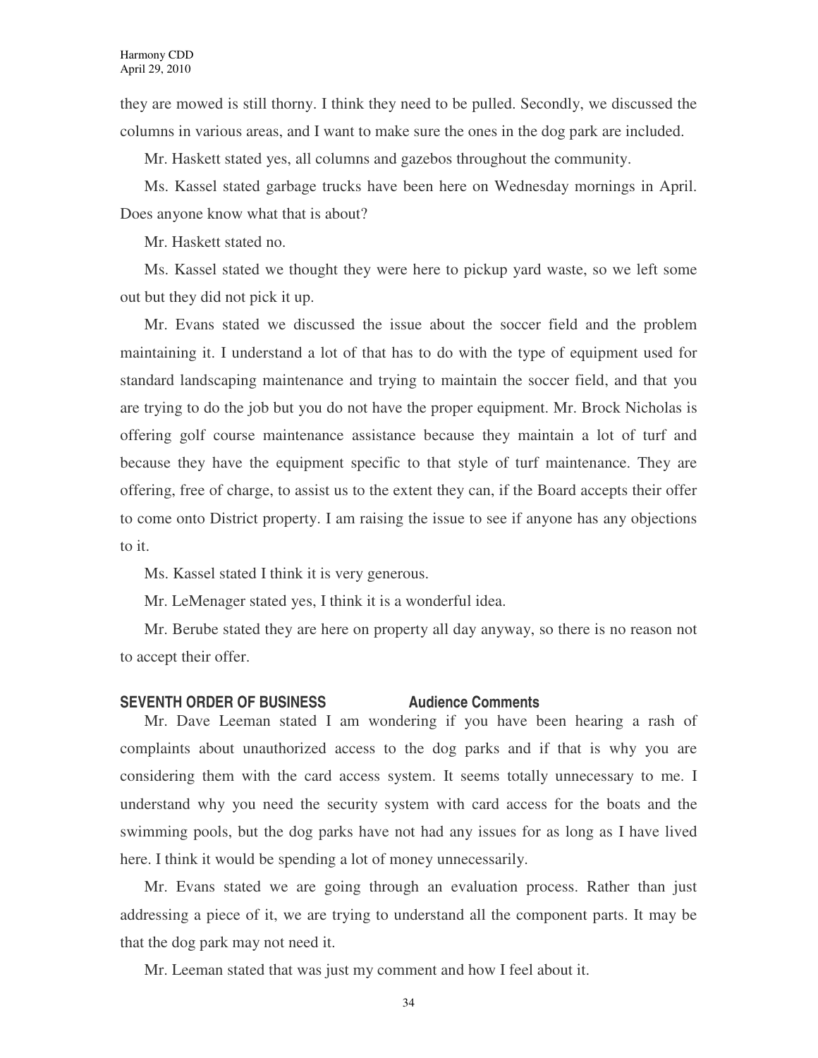they are mowed is still thorny. I think they need to be pulled. Secondly, we discussed the columns in various areas, and I want to make sure the ones in the dog park are included.

Mr. Haskett stated yes, all columns and gazebos throughout the community.

Ms. Kassel stated garbage trucks have been here on Wednesday mornings in April. Does anyone know what that is about?

Mr. Haskett stated no.

Ms. Kassel stated we thought they were here to pickup yard waste, so we left some out but they did not pick it up.

Mr. Evans stated we discussed the issue about the soccer field and the problem maintaining it. I understand a lot of that has to do with the type of equipment used for standard landscaping maintenance and trying to maintain the soccer field, and that you are trying to do the job but you do not have the proper equipment. Mr. Brock Nicholas is offering golf course maintenance assistance because they maintain a lot of turf and because they have the equipment specific to that style of turf maintenance. They are offering, free of charge, to assist us to the extent they can, if the Board accepts their offer to come onto District property. I am raising the issue to see if anyone has any objections to it.

Ms. Kassel stated I think it is very generous.

Mr. LeMenager stated yes, I think it is a wonderful idea.

Mr. Berube stated they are here on property all day anyway, so there is no reason not to accept their offer.

**SEVENTH ORDER OF BUSINESS Audience Comments**

Mr. Dave Leeman stated I am wondering if you have been hearing a rash of complaints about unauthorized access to the dog parks and if that is why you are considering them with the card access system. It seems totally unnecessary to me. I understand why you need the security system with card access for the boats and the swimming pools, but the dog parks have not had any issues for as long as I have lived here. I think it would be spending a lot of money unnecessarily.

Mr. Evans stated we are going through an evaluation process. Rather than just addressing a piece of it, we are trying to understand all the component parts. It may be that the dog park may not need it.

Mr. Leeman stated that was just my comment and how I feel about it.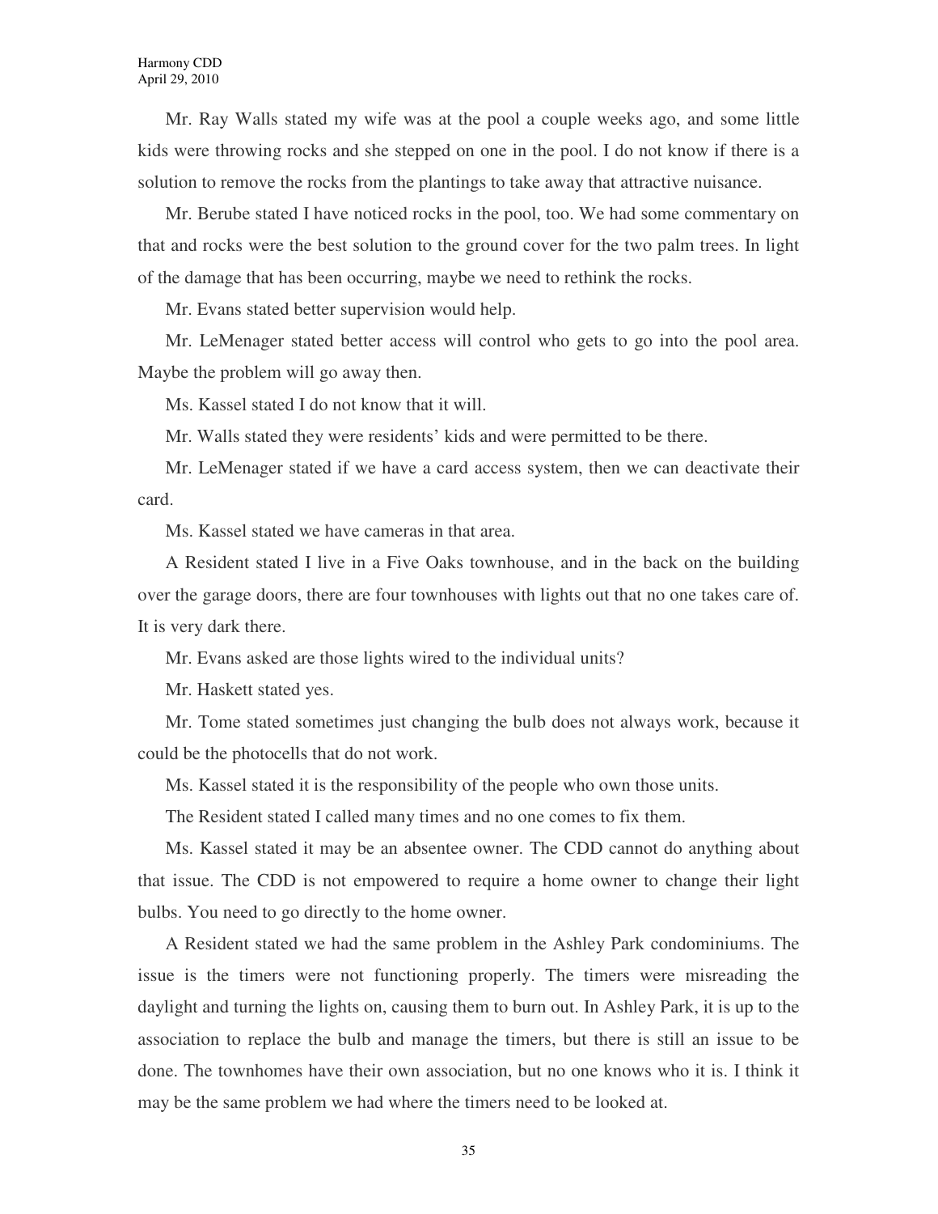Mr. Ray Walls stated my wife was at the pool a couple weeks ago, and some little kids were throwing rocks and she stepped on one in the pool. I do not know if there is a solution to remove the rocks from the plantings to take away that attractive nuisance.

Mr. Berube stated I have noticed rocks in the pool, too. We had some commentary on that and rocks were the best solution to the ground cover for the two palm trees. In light of the damage that has been occurring, maybe we need to rethink the rocks.

Mr. Evans stated better supervision would help.

Mr. LeMenager stated better access will control who gets to go into the pool area. Maybe the problem will go away then.

Ms. Kassel stated I do not know that it will.

Mr. Walls stated they were residents' kids and were permitted to be there.

Mr. LeMenager stated if we have a card access system, then we can deactivate their card.

Ms. Kassel stated we have cameras in that area.

A Resident stated I live in a Five Oaks townhouse, and in the back on the building over the garage doors, there are four townhouses with lights out that no one takes care of. It is very dark there.

Mr. Evans asked are those lights wired to the individual units?

Mr. Haskett stated yes.

Mr. Tome stated sometimes just changing the bulb does not always work, because it could be the photocells that do not work.

Ms. Kassel stated it is the responsibility of the people who own those units.

The Resident stated I called many times and no one comes to fix them.

Ms. Kassel stated it may be an absentee owner. The CDD cannot do anything about that issue. The CDD is not empowered to require a home owner to change their light bulbs. You need to go directly to the home owner.

A Resident stated we had the same problem in the Ashley Park condominiums. The issue is the timers were not functioning properly. The timers were misreading the daylight and turning the lights on, causing them to burn out. In Ashley Park, it is up to the association to replace the bulb and manage the timers, but there is still an issue to be done. The townhomes have their own association, but no one knows who it is. I think it may be the same problem we had where the timers need to be looked at.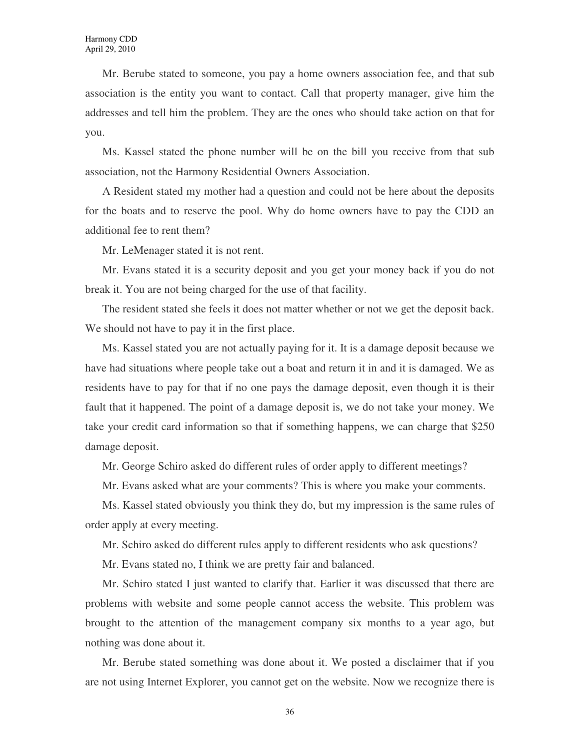Mr. Berube stated to someone, you pay a home owners association fee, and that sub association is the entity you want to contact. Call that property manager, give him the addresses and tell him the problem. They are the ones who should take action on that for you.

Ms. Kassel stated the phone number will be on the bill you receive from that sub association, not the Harmony Residential Owners Association.

A Resident stated my mother had a question and could not be here about the deposits for the boats and to reserve the pool. Why do home owners have to pay the CDD an additional fee to rent them?

Mr. LeMenager stated it is not rent.

Mr. Evans stated it is a security deposit and you get your money back if you do not break it. You are not being charged for the use of that facility.

The resident stated she feels it does not matter whether or not we get the deposit back. We should not have to pay it in the first place.

Ms. Kassel stated you are not actually paying for it. It is a damage deposit because we have had situations where people take out a boat and return it in and it is damaged. We as residents have to pay for that if no one pays the damage deposit, even though it is their fault that it happened. The point of a damage deposit is, we do not take your money. We take your credit card information so that if something happens, we can charge that $250 damage deposit.

Mr. George Schiro asked do different rules of order apply to different meetings?

Mr. Evans asked what are your comments? This is where you make your comments.

Ms. Kassel stated obviously you think they do, but my impression is the same rules of order apply at every meeting.

Mr. Schiro asked do different rules apply to different residents who ask questions?

Mr. Evans stated no, I think we are pretty fair and balanced.

Mr. Schiro stated I just wanted to clarify that. Earlier it was discussed that there are problems with website and some people cannot access the website. This problem was brought to the attention of the management company six months to a year ago, but nothing was done about it.

Mr. Berube stated something was done about it. We posted a disclaimer that if you are not using Internet Explorer, you cannot get on the website. Now we recognize there is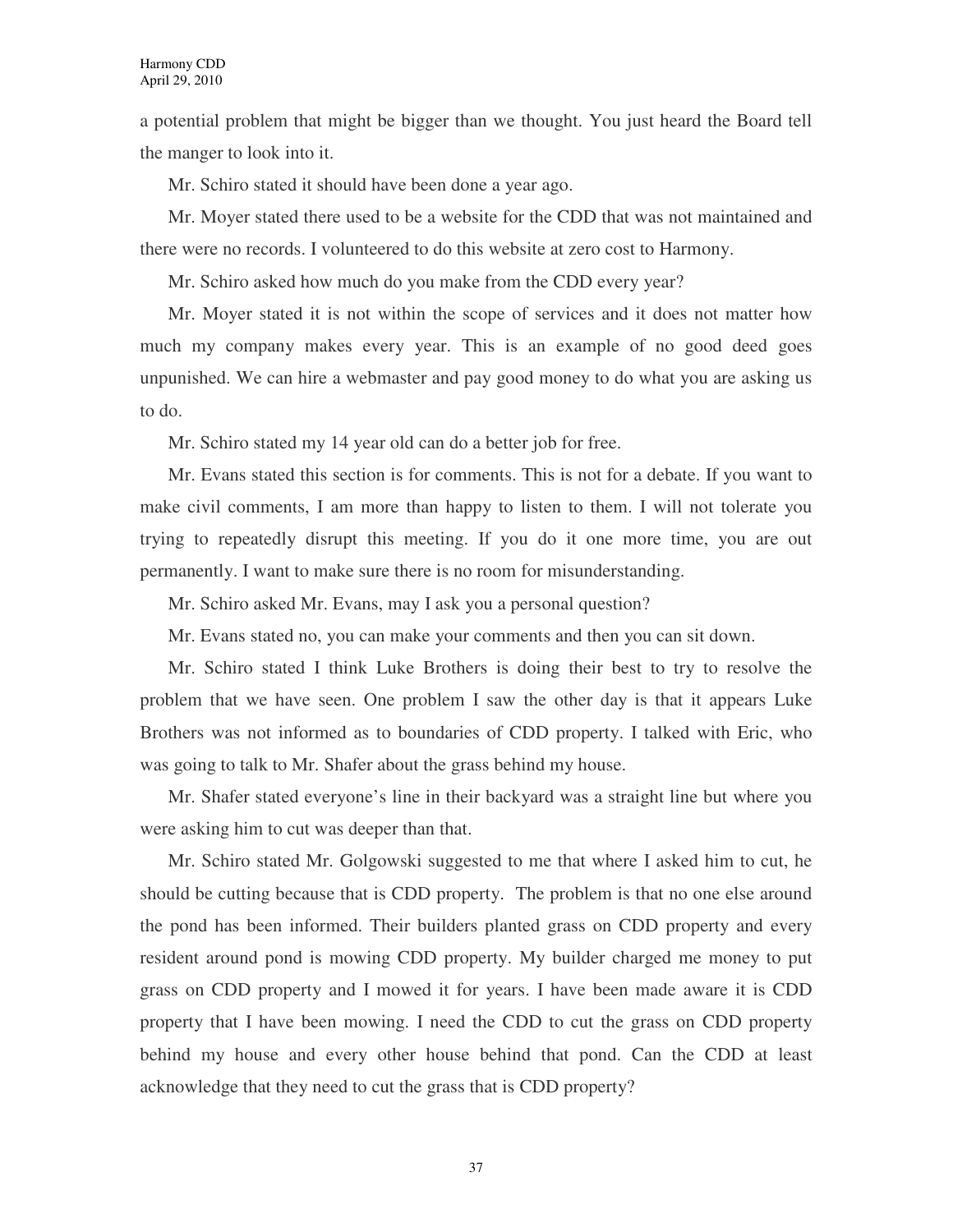a potential problem that might be bigger than we thought. You just heard the Board tell the manger to look into it.

Mr. Schiro stated it should have been done a year ago.

Mr. Moyer stated there used to be a website for the CDD that was not maintained and there were no records. I volunteered to do this website at zero cost to Harmony.

Mr. Schiro asked how much do you make from the CDD every year?

Mr. Moyer stated it is not within the scope of services and it does not matter how much my company makes every year. This is an example of no good deed goes unpunished. We can hire a webmaster and pay good money to do what you are asking us to do.

Mr. Schiro stated my 14 year old can do a better job for free.

Mr. Evans stated this section is for comments. This is not for a debate. If you want to make civil comments, I am more than happy to listen to them. I will not tolerate you trying to repeatedly disrupt this meeting. If you do it one more time, you are out permanently. I want to make sure there is no room for misunderstanding.

Mr. Schiro asked Mr. Evans, may I ask you a personal question?

Mr. Evans stated no, you can make your comments and then you can sit down.

Mr. Schiro stated I think Luke Brothers is doing their best to try to resolve the problem that we have seen. One problem I saw the other day is that it appears Luke Brothers was not informed as to boundaries of CDD property. I talked with Eric, who was going to talk to Mr. Shafer about the grass behind my house.

Mr. Shafer stated everyone's line in their backyard was a straight line but where you were asking him to cut was deeper than that.

Mr. Schiro stated Mr. Golgowski suggested to me that where I asked him to cut, he should be cutting because that is CDD property. The problem is that no one else around the pond has been informed. Their builders planted grass on CDD property and every resident around pond is mowing CDD property. My builder charged me money to put grass on CDD property and I mowed it for years. I have been made aware it is CDD property that I have been mowing. I need the CDD to cut the grass on CDD property behind my house and every other house behind that pond. Can the CDD at least acknowledge that they need to cut the grass that is CDD property?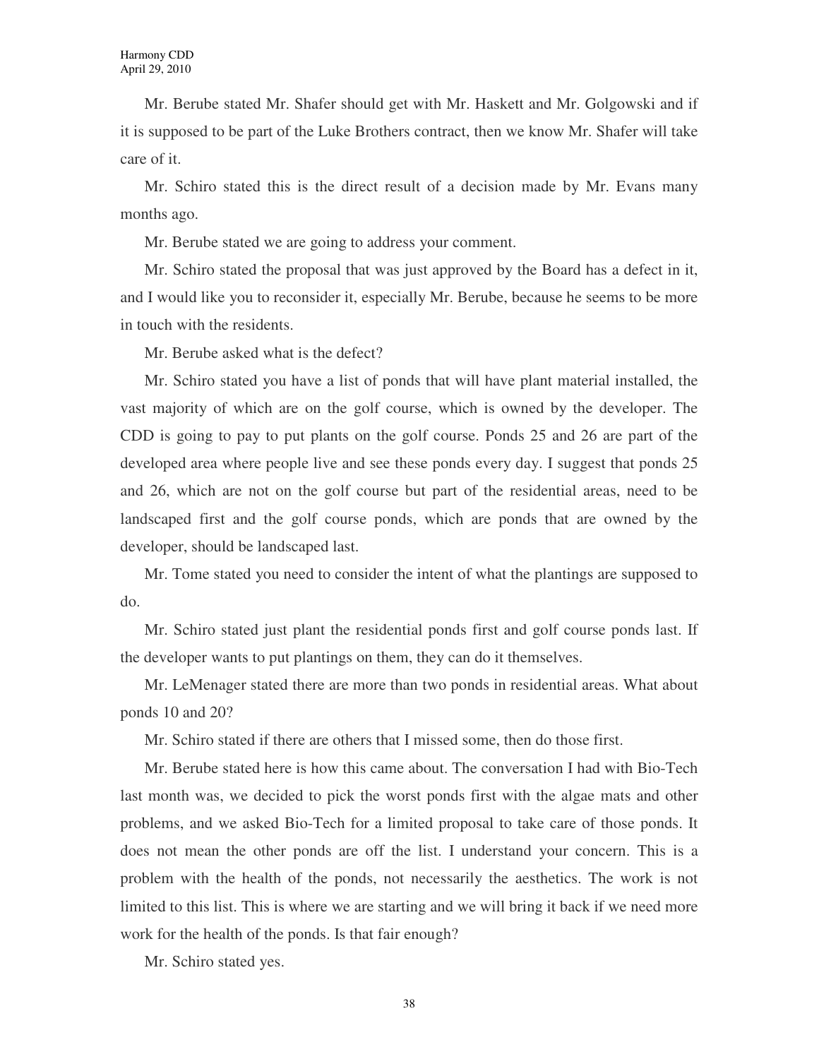Mr. Berube stated Mr. Shafer should get with Mr. Haskett and Mr. Golgowski and if it is supposed to be part of the Luke Brothers contract, then we know Mr. Shafer will take care of it.

Mr. Schiro stated this is the direct result of a decision made by Mr. Evans many months ago.

Mr. Berube stated we are going to address your comment.

Mr. Schiro stated the proposal that was just approved by the Board has a defect in it, and I would like you to reconsider it, especially Mr. Berube, because he seems to be more in touch with the residents.

Mr. Berube asked what is the defect?

Mr. Schiro stated you have a list of ponds that will have plant material installed, the vast majority of which are on the golf course, which is owned by the developer. The CDD is going to pay to put plants on the golf course. Ponds 25 and 26 are part of the developed area where people live and see these ponds every day. I suggest that ponds 25 and 26, which are not on the golf course but part of the residential areas, need to be landscaped first and the golf course ponds, which are ponds that are owned by the developer, should be landscaped last.

Mr. Tome stated you need to consider the intent of what the plantings are supposed to do.

Mr. Schiro stated just plant the residential ponds first and golf course ponds last. If the developer wants to put plantings on them, they can do it themselves.

Mr. LeMenager stated there are more than two ponds in residential areas. What about ponds 10 and 20?

Mr. Schiro stated if there are others that I missed some, then do those first.

Mr. Berube stated here is how this came about. The conversation I had with Bio-Tech last month was, we decided to pick the worst ponds first with the algae mats and other problems, and we asked Bio-Tech for a limited proposal to take care of those ponds. It does not mean the other ponds are off the list. I understand your concern. This is a problem with the health of the ponds, not necessarily the aesthetics. The work is not limited to this list. This is where we are starting and we will bring it back if we need more work for the health of the ponds. Is that fair enough?

Mr. Schiro stated yes.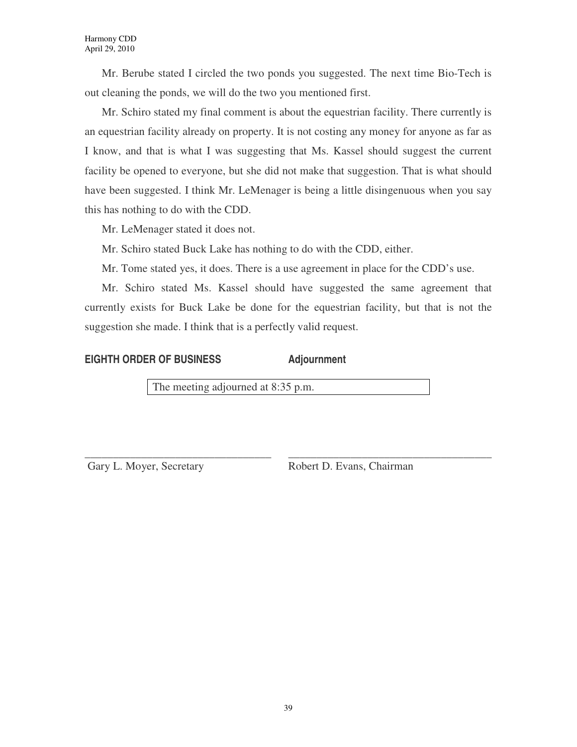Mr. Berube stated I circled the two ponds you suggested. The next time Bio-Tech is out cleaning the ponds, we will do the two you mentioned first.

Mr. Schiro stated my final comment is about the equestrian facility. There currently is an equestrian facility already on property. It is not costing any money for anyone as far as I know, and that is what I was suggesting that Ms. Kassel should suggest the current facility be opened to everyone, but she did not make that suggestion. That is what should have been suggested. I think Mr. LeMenager is being a little disingenuous when you say this has nothing to do with the CDD.

Mr. LeMenager stated it does not.

Mr. Schiro stated Buck Lake has nothing to do with the CDD, either.

Mr. Tome stated yes, it does. There is a use agreement in place for the CDD's use.

Mr. Schiro stated Ms. Kassel should have suggested the same agreement that currently exists for Buck Lake be done for the equestrian facility, but that is not the suggestion she made. I think that is a perfectly valid request.

**EIGHTH ORDER OF BUSINESS  Adjournment**

The meeting adjourned at 8:35 p.m.

_________________________________  ____________________________________

Gary L. Moyer, Secretary  Robert D. Evans, Chairman